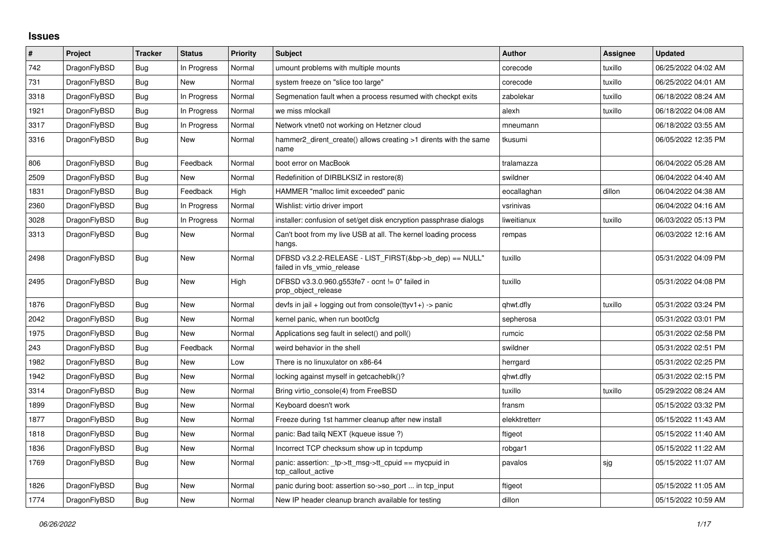## Issues

| # | Project | Tracker | Status | Priority | Subject | Author | Assignee | Updated |
|---|---|---|---|---|---|---|---|---|
| 742 | DragonFlyBSD | Bug | In Progress | Normal | umount problems with multiple mounts | corecode | tuxillo | 06/25/2022 04:02 AM |
| 731 | DragonFlyBSD | Bug | New | Normal | system freeze on "slice too large" | corecode | tuxillo | 06/25/2022 04:01 AM |
| 3318 | DragonFlyBSD | Bug | In Progress | Normal | Segmenation fault when a process resumed with checkpt exits | zabolekar | tuxillo | 06/18/2022 08:24 AM |
| 1921 | DragonFlyBSD | Bug | In Progress | Normal | we miss mlockall | alexh | tuxillo | 06/18/2022 04:08 AM |
| 3317 | DragonFlyBSD | Bug | In Progress | Normal | Network vtnet0 not working on Hetzner cloud | mneumann | | 06/18/2022 03:55 AM |
| 3316 | DragonFlyBSD | Bug | New | Normal | hammer2_dirent_create() allows creating >1 dirents with the same name | tkusumi | | 06/05/2022 12:35 PM |
| 806 | DragonFlyBSD | Bug | Feedback | Normal | boot error on MacBook | tralamazza | | 06/04/2022 05:28 AM |
| 2509 | DragonFlyBSD | Bug | New | Normal | Redefinition of DIRBLKSIZ in restore(8) | swildner | | 06/04/2022 04:40 AM |
| 1831 | DragonFlyBSD | Bug | Feedback | High | HAMMER "malloc limit exceeded" panic | eocallaghan | dillon | 06/04/2022 04:38 AM |
| 2360 | DragonFlyBSD | Bug | In Progress | Normal | Wishlist: virtio driver import | vsrinivas | | 06/04/2022 04:16 AM |
| 3028 | DragonFlyBSD | Bug | In Progress | Normal | installer: confusion of set/get disk encryption passphrase dialogs | liweitianux | tuxillo | 06/03/2022 05:13 PM |
| 3313 | DragonFlyBSD | Bug | New | Normal | Can't boot from my live USB at all. The kernel loading process hangs. | rempas | | 06/03/2022 12:16 AM |
| 2498 | DragonFlyBSD | Bug | New | Normal | DFBSD v3.2.2-RELEASE - LIST_FIRST(&bp->b_dep) == NULL" failed in vfs_vmio_release | tuxillo | | 05/31/2022 04:09 PM |
| 2495 | DragonFlyBSD | Bug | New | High | DFBSD v3.3.0.960.g553fe7 - ocnt != 0" failed in prop_object_release | tuxillo | | 05/31/2022 04:08 PM |
| 1876 | DragonFlyBSD | Bug | New | Normal | devfs in jail + logging out from console(ttyv1+) -> panic | qhwt.dfly | tuxillo | 05/31/2022 03:24 PM |
| 2042 | DragonFlyBSD | Bug | New | Normal | kernel panic, when run boot0cfg | sepherosa | | 05/31/2022 03:01 PM |
| 1975 | DragonFlyBSD | Bug | New | Normal | Applications seg fault in select() and poll() | rumcic | | 05/31/2022 02:58 PM |
| 243 | DragonFlyBSD | Bug | Feedback | Normal | weird behavior in the shell | swildner | | 05/31/2022 02:51 PM |
| 1982 | DragonFlyBSD | Bug | New | Low | There is no linuxulator on x86-64 | herrgard | | 05/31/2022 02:25 PM |
| 1942 | DragonFlyBSD | Bug | New | Normal | locking against myself in getcacheblk()? | qhwt.dfly | | 05/31/2022 02:15 PM |
| 3314 | DragonFlyBSD | Bug | New | Normal | Bring virtio_console(4) from FreeBSD | tuxillo | tuxillo | 05/29/2022 08:24 AM |
| 1899 | DragonFlyBSD | Bug | New | Normal | Keyboard doesn't work | fransm | | 05/15/2022 03:32 PM |
| 1877 | DragonFlyBSD | Bug | New | Normal | Freeze during 1st hammer cleanup after new install | elekktretterr | | 05/15/2022 11:43 AM |
| 1818 | DragonFlyBSD | Bug | New | Normal | panic: Bad tailq NEXT (kqueue issue ?) | ftigeot | | 05/15/2022 11:40 AM |
| 1836 | DragonFlyBSD | Bug | New | Normal | Incorrect TCP checksum show up in tcpdump | robgar1 | | 05/15/2022 11:22 AM |
| 1769 | DragonFlyBSD | Bug | New | Normal | panic: assertion: _tp->tt_msg->tt_cpuid == mycpuid in tcp_callout_active | pavalos | sjg | 05/15/2022 11:07 AM |
| 1826 | DragonFlyBSD | Bug | New | Normal | panic during boot: assertion so->so_port ... in tcp_input | ftigeot | | 05/15/2022 11:05 AM |
| 1774 | DragonFlyBSD | Bug | New | Normal | New IP header cleanup branch available for testing | dillon | | 05/15/2022 10:59 AM |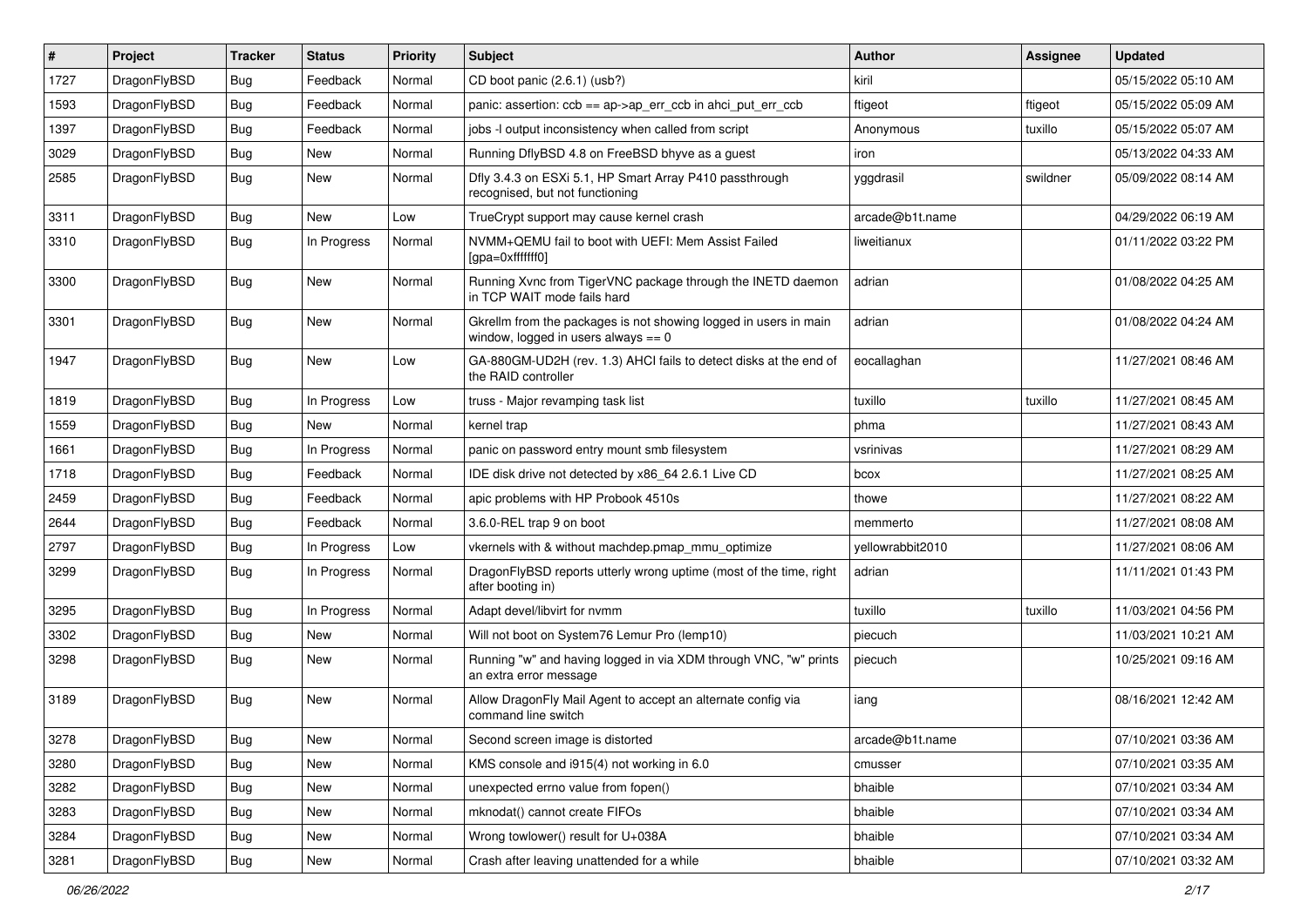| # | Project | Tracker | Status | Priority | Subject | Author | Assignee | Updated |
|---|---|---|---|---|---|---|---|---|
| 1727 | DragonFlyBSD | Bug | Feedback | Normal | CD boot panic (2.6.1) (usb?) | kiril | | 05/15/2022 05:10 AM |
| 1593 | DragonFlyBSD | Bug | Feedback | Normal | panic: assertion: ccb == ap->ap_err_ccb in ahci_put_err_ccb | ftigeot | ftigeot | 05/15/2022 05:09 AM |
| 1397 | DragonFlyBSD | Bug | Feedback | Normal | jobs -l output inconsistency when called from script | Anonymous | tuxillo | 05/15/2022 05:07 AM |
| 3029 | DragonFlyBSD | Bug | New | Normal | Running DflyBSD 4.8 on FreeBSD bhyve as a guest | iron | | 05/13/2022 04:33 AM |
| 2585 | DragonFlyBSD | Bug | New | Normal | Dfly 3.4.3 on ESXi 5.1, HP Smart Array P410 passthrough recognised, but not functioning | yggdrasil | swildner | 05/09/2022 08:14 AM |
| 3311 | DragonFlyBSD | Bug | New | Low | TrueCrypt support may cause kernel crash | arcade@b1t.name | | 04/29/2022 06:19 AM |
| 3310 | DragonFlyBSD | Bug | In Progress | Normal | NVMM+QEMU fail to boot with UEFI: Mem Assist Failed [gpa=0xfffffff0] | liweitianux | | 01/11/2022 03:22 PM |
| 3300 | DragonFlyBSD | Bug | New | Normal | Running Xvnc from TigerVNC package through the INETD daemon in TCP WAIT mode fails hard | adrian | | 01/08/2022 04:25 AM |
| 3301 | DragonFlyBSD | Bug | New | Normal | Gkrellm from the packages is not showing logged in users in main window, logged in users always == 0 | adrian | | 01/08/2022 04:24 AM |
| 1947 | DragonFlyBSD | Bug | New | Low | GA-880GM-UD2H (rev. 1.3) AHCI fails to detect disks at the end of the RAID controller | eocallaghan | | 11/27/2021 08:46 AM |
| 1819 | DragonFlyBSD | Bug | In Progress | Low | truss - Major revamping task list | tuxillo | tuxillo | 11/27/2021 08:45 AM |
| 1559 | DragonFlyBSD | Bug | New | Normal | kernel trap | phma | | 11/27/2021 08:43 AM |
| 1661 | DragonFlyBSD | Bug | In Progress | Normal | panic on password entry mount smb filesystem | vsrinivas | | 11/27/2021 08:29 AM |
| 1718 | DragonFlyBSD | Bug | Feedback | Normal | IDE disk drive not detected by x86_64 2.6.1 Live CD | bcox | | 11/27/2021 08:25 AM |
| 2459 | DragonFlyBSD | Bug | Feedback | Normal | apic problems with HP Probook 4510s | thowe | | 11/27/2021 08:22 AM |
| 2644 | DragonFlyBSD | Bug | Feedback | Normal | 3.6.0-REL trap 9 on boot | memmerto | | 11/27/2021 08:08 AM |
| 2797 | DragonFlyBSD | Bug | In Progress | Low | vkernels with & without machdep.pmap_mmu_optimize | yellowrabbit2010 | | 11/27/2021 08:06 AM |
| 3299 | DragonFlyBSD | Bug | In Progress | Normal | DragonFlyBSD reports utterly wrong uptime (most of the time, right after booting in) | adrian | | 11/11/2021 01:43 PM |
| 3295 | DragonFlyBSD | Bug | In Progress | Normal | Adapt devel/libvirt for nvmm | tuxillo | tuxillo | 11/03/2021 04:56 PM |
| 3302 | DragonFlyBSD | Bug | New | Normal | Will not boot on System76 Lemur Pro (lemp10) | piecuch | | 11/03/2021 10:21 AM |
| 3298 | DragonFlyBSD | Bug | New | Normal | Running "w" and having logged in via XDM through VNC, "w" prints an extra error message | piecuch | | 10/25/2021 09:16 AM |
| 3189 | DragonFlyBSD | Bug | New | Normal | Allow DragonFly Mail Agent to accept an alternate config via command line switch | iang | | 08/16/2021 12:42 AM |
| 3278 | DragonFlyBSD | Bug | New | Normal | Second screen image is distorted | arcade@b1t.name | | 07/10/2021 03:36 AM |
| 3280 | DragonFlyBSD | Bug | New | Normal | KMS console and i915(4) not working in 6.0 | cmusser | | 07/10/2021 03:35 AM |
| 3282 | DragonFlyBSD | Bug | New | Normal | unexpected errno value from fopen() | bhaible | | 07/10/2021 03:34 AM |
| 3283 | DragonFlyBSD | Bug | New | Normal | mknodat() cannot create FIFOs | bhaible | | 07/10/2021 03:34 AM |
| 3284 | DragonFlyBSD | Bug | New | Normal | Wrong towlower() result for U+038A | bhaible | | 07/10/2021 03:34 AM |
| 3281 | DragonFlyBSD | Bug | New | Normal | Crash after leaving unattended for a while | bhaible | | 07/10/2021 03:32 AM |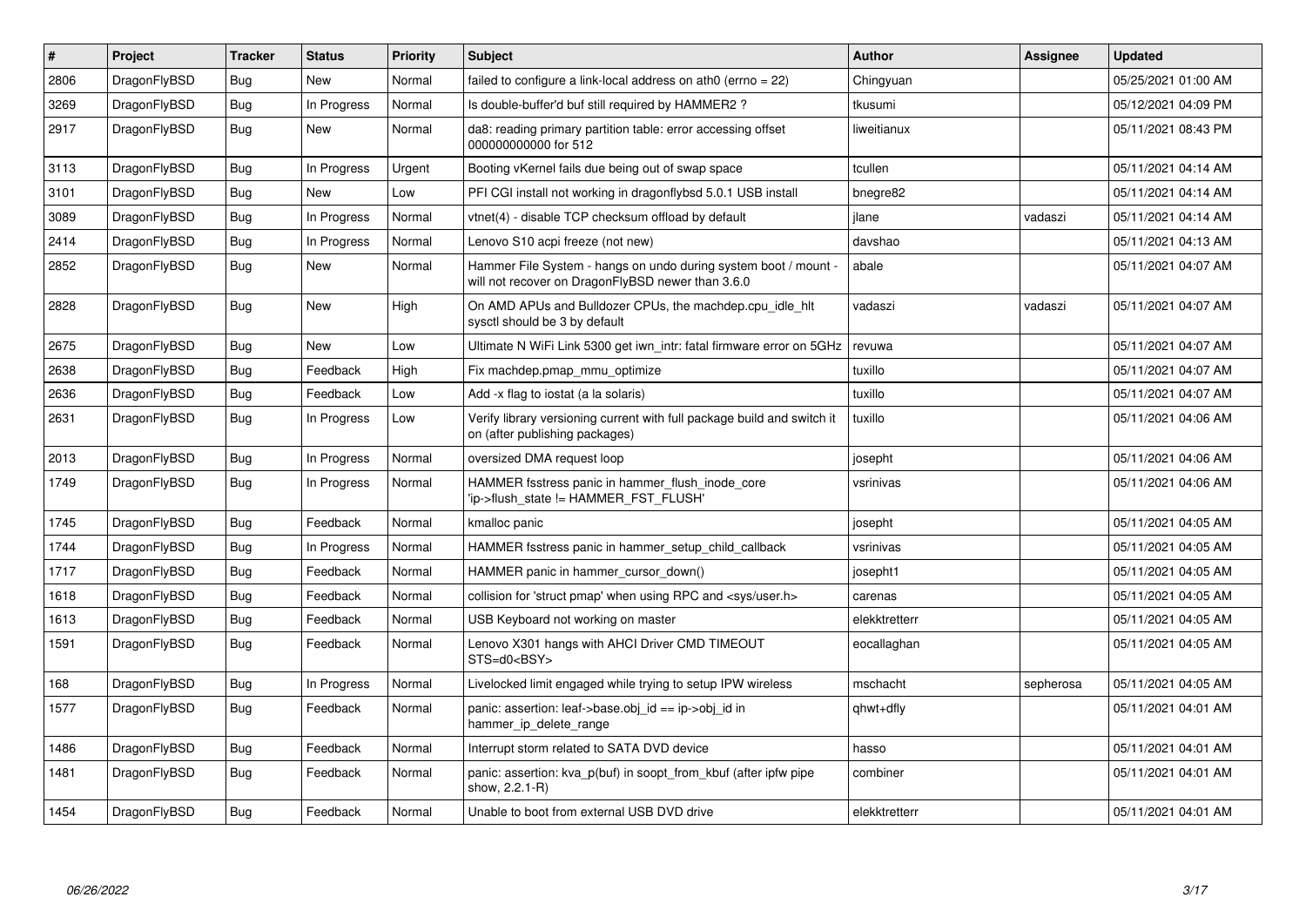| # | Project | Tracker | Status | Priority | Subject | Author | Assignee | Updated |
|---|---|---|---|---|---|---|---|---|
| 2806 | DragonFlyBSD | Bug | New | Normal | failed to configure a link-local address on ath0 (errno = 22) | Chingyuan | | 05/25/2021 01:00 AM |
| 3269 | DragonFlyBSD | Bug | In Progress | Normal | Is double-buffer'd buf still required by HAMMER2 ? | tkusumi | | 05/12/2021 04:09 PM |
| 2917 | DragonFlyBSD | Bug | New | Normal | da8: reading primary partition table: error accessing offset 000000000000 for 512 | liweitianux | | 05/11/2021 08:43 PM |
| 3113 | DragonFlyBSD | Bug | In Progress | Urgent | Booting vKernel fails due being out of swap space | tcullen | | 05/11/2021 04:14 AM |
| 3101 | DragonFlyBSD | Bug | New | Low | PFI CGI install not working in dragonflybsd 5.0.1 USB install | bnegre82 | | 05/11/2021 04:14 AM |
| 3089 | DragonFlyBSD | Bug | In Progress | Normal | vtnet(4) - disable TCP checksum offload by default | jlane | vadaszi | 05/11/2021 04:14 AM |
| 2414 | DragonFlyBSD | Bug | In Progress | Normal | Lenovo S10 acpi freeze (not new) | davshao | | 05/11/2021 04:13 AM |
| 2852 | DragonFlyBSD | Bug | New | Normal | Hammer File System - hangs on undo during system boot / mount - will not recover on DragonFlyBSD newer than 3.6.0 | abale | | 05/11/2021 04:07 AM |
| 2828 | DragonFlyBSD | Bug | New | High | On AMD APUs and Bulldozer CPUs, the machdep.cpu_idle_hlt sysctl should be 3 by default | vadaszi | vadaszi | 05/11/2021 04:07 AM |
| 2675 | DragonFlyBSD | Bug | New | Low | Ultimate N WiFi Link 5300 get iwn_intr: fatal firmware error on 5GHz | revuwa | | 05/11/2021 04:07 AM |
| 2638 | DragonFlyBSD | Bug | Feedback | High | Fix machdep.pmap_mmu_optimize | tuxillo | | 05/11/2021 04:07 AM |
| 2636 | DragonFlyBSD | Bug | Feedback | Low | Add -x flag to iostat (a la solaris) | tuxillo | | 05/11/2021 04:07 AM |
| 2631 | DragonFlyBSD | Bug | In Progress | Low | Verify library versioning current with full package build and switch it on (after publishing packages) | tuxillo | | 05/11/2021 04:06 AM |
| 2013 | DragonFlyBSD | Bug | In Progress | Normal | oversized DMA request loop | josepht | | 05/11/2021 04:06 AM |
| 1749 | DragonFlyBSD | Bug | In Progress | Normal | HAMMER fsstress panic in hammer_flush_inode_core 'ip->flush_state != HAMMER_FST_FLUSH' | vsrinivas | | 05/11/2021 04:06 AM |
| 1745 | DragonFlyBSD | Bug | Feedback | Normal | kmalloc panic | josepht | | 05/11/2021 04:05 AM |
| 1744 | DragonFlyBSD | Bug | In Progress | Normal | HAMMER fsstress panic in hammer_setup_child_callback | vsrinivas | | 05/11/2021 04:05 AM |
| 1717 | DragonFlyBSD | Bug | Feedback | Normal | HAMMER panic in hammer_cursor_down() | josepht1 | | 05/11/2021 04:05 AM |
| 1618 | DragonFlyBSD | Bug | Feedback | Normal | collision for 'struct pmap' when using RPC and <sys/user.h> | carenas | | 05/11/2021 04:05 AM |
| 1613 | DragonFlyBSD | Bug | Feedback | Normal | USB Keyboard not working on master | elekktretterr | | 05/11/2021 04:05 AM |
| 1591 | DragonFlyBSD | Bug | Feedback | Normal | Lenovo X301 hangs with AHCI Driver CMD TIMEOUT STS=d0<BSY> | eocallaghan | | 05/11/2021 04:05 AM |
| 168 | DragonFlyBSD | Bug | In Progress | Normal | Livelocked limit engaged while trying to setup IPW wireless | mschacht | sepherosa | 05/11/2021 04:05 AM |
| 1577 | DragonFlyBSD | Bug | Feedback | Normal | panic: assertion: leaf->base.obj_id == ip->obj_id in hammer_ip_delete_range | qhwt+dfly | | 05/11/2021 04:01 AM |
| 1486 | DragonFlyBSD | Bug | Feedback | Normal | Interrupt storm related to SATA DVD device | hasso | | 05/11/2021 04:01 AM |
| 1481 | DragonFlyBSD | Bug | Feedback | Normal | panic: assertion: kva_p(buf) in soopt_from_kbuf (after ipfw pipe show, 2.2.1-R) | combiner | | 05/11/2021 04:01 AM |
| 1454 | DragonFlyBSD | Bug | Feedback | Normal | Unable to boot from external USB DVD drive | elekktretterr | | 05/11/2021 04:01 AM |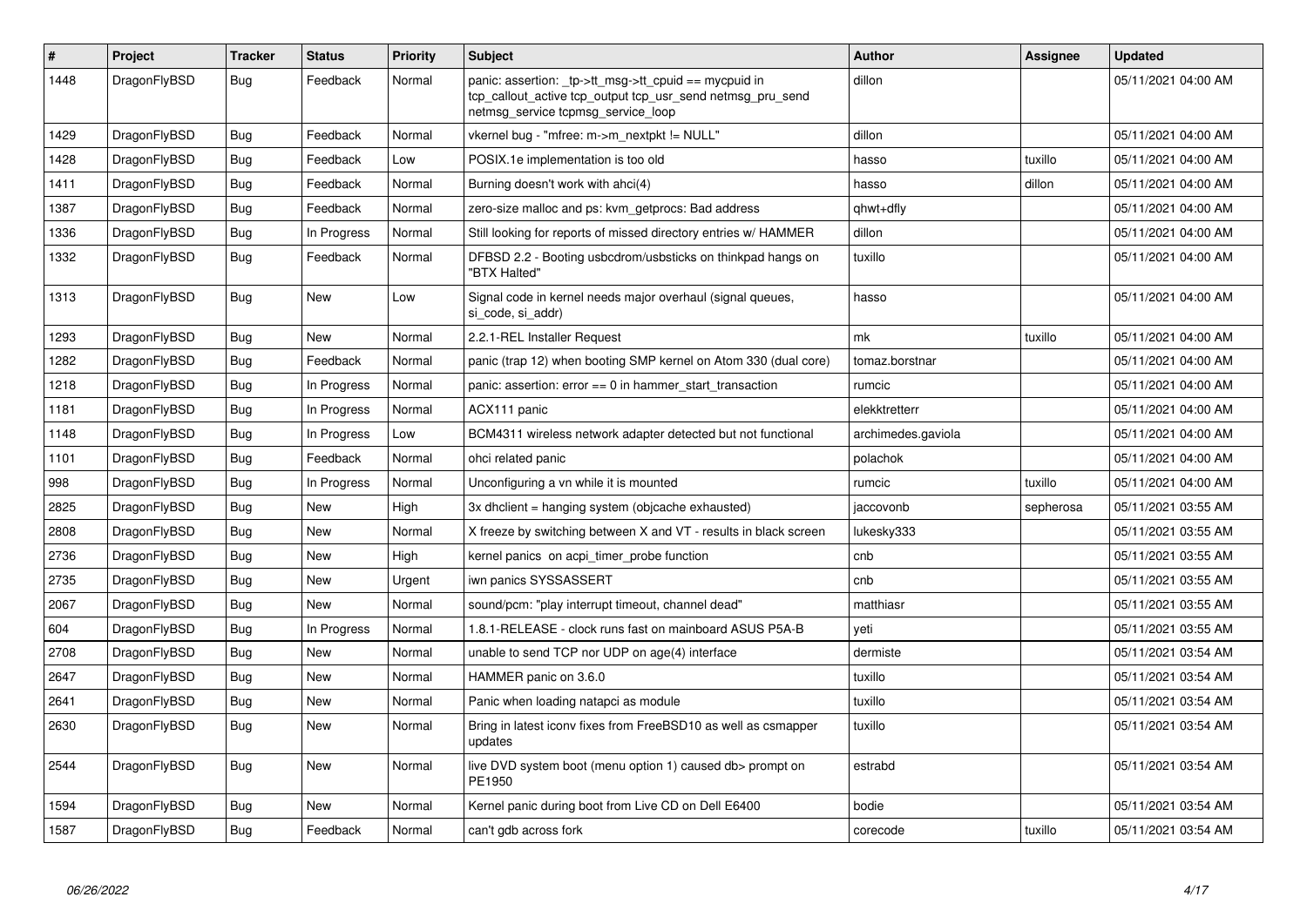| # | Project | Tracker | Status | Priority | Subject | Author | Assignee | Updated |
|---|---|---|---|---|---|---|---|---|
| 1448 | DragonFlyBSD | Bug | Feedback | Normal | panic: assertion: _tp->tt_msg->tt_cpuid == mycpuid in tcp_callout_active tcp_output tcp_usr_send netmsg_pru_send netmsg_service tcpmsg_service_loop | dillon | | 05/11/2021 04:00 AM |
| 1429 | DragonFlyBSD | Bug | Feedback | Normal | vkernel bug - "mfree: m->m_nextpkt != NULL" | dillon | | 05/11/2021 04:00 AM |
| 1428 | DragonFlyBSD | Bug | Feedback | Low | POSIX.1e implementation is too old | hasso | tuxillo | 05/11/2021 04:00 AM |
| 1411 | DragonFlyBSD | Bug | Feedback | Normal | Burning doesn't work with ahci(4) | hasso | dillon | 05/11/2021 04:00 AM |
| 1387 | DragonFlyBSD | Bug | Feedback | Normal | zero-size malloc and ps: kvm_getprocs: Bad address | qhwt+dfly | | 05/11/2021 04:00 AM |
| 1336 | DragonFlyBSD | Bug | In Progress | Normal | Still looking for reports of missed directory entries w/ HAMMER | dillon | | 05/11/2021 04:00 AM |
| 1332 | DragonFlyBSD | Bug | Feedback | Normal | DFBSD 2.2 - Booting usbcdrom/usbsticks on thinkpad hangs on "BTX Halted" | tuxillo | | 05/11/2021 04:00 AM |
| 1313 | DragonFlyBSD | Bug | New | Low | Signal code in kernel needs major overhaul (signal queues, si_code, si_addr) | hasso | | 05/11/2021 04:00 AM |
| 1293 | DragonFlyBSD | Bug | New | Normal | 2.2.1-REL Installer Request | mk | tuxillo | 05/11/2021 04:00 AM |
| 1282 | DragonFlyBSD | Bug | Feedback | Normal | panic (trap 12) when booting SMP kernel on Atom 330 (dual core) | tomaz.borstnar | | 05/11/2021 04:00 AM |
| 1218 | DragonFlyBSD | Bug | In Progress | Normal | panic: assertion: error == 0 in hammer_start_transaction | rumcic | | 05/11/2021 04:00 AM |
| 1181 | DragonFlyBSD | Bug | In Progress | Normal | ACX111 panic | elekktretterr | | 05/11/2021 04:00 AM |
| 1148 | DragonFlyBSD | Bug | In Progress | Low | BCM4311 wireless network adapter detected but not functional | archimedes.gaviola | | 05/11/2021 04:00 AM |
| 1101 | DragonFlyBSD | Bug | Feedback | Normal | ohci related panic | polachok | | 05/11/2021 04:00 AM |
| 998 | DragonFlyBSD | Bug | In Progress | Normal | Unconfiguring a vn while it is mounted | rumcic | tuxillo | 05/11/2021 04:00 AM |
| 2825 | DragonFlyBSD | Bug | New | High | 3x dhclient = hanging system (objcache exhausted) | jaccovonb | sepherosa | 05/11/2021 03:55 AM |
| 2808 | DragonFlyBSD | Bug | New | Normal | X freeze by switching between X and VT - results in black screen | lukesky333 | | 05/11/2021 03:55 AM |
| 2736 | DragonFlyBSD | Bug | New | High | kernel panics on acpi_timer_probe function | cnb | | 05/11/2021 03:55 AM |
| 2735 | DragonFlyBSD | Bug | New | Urgent | iwn panics SYSSASSERT | cnb | | 05/11/2021 03:55 AM |
| 2067 | DragonFlyBSD | Bug | New | Normal | sound/pcm: "play interrupt timeout, channel dead" | matthiasr | | 05/11/2021 03:55 AM |
| 604 | DragonFlyBSD | Bug | In Progress | Normal | 1.8.1-RELEASE - clock runs fast on mainboard ASUS P5A-B | yeti | | 05/11/2021 03:55 AM |
| 2708 | DragonFlyBSD | Bug | New | Normal | unable to send TCP nor UDP on age(4) interface | dermiste | | 05/11/2021 03:54 AM |
| 2647 | DragonFlyBSD | Bug | New | Normal | HAMMER panic on 3.6.0 | tuxillo | | 05/11/2021 03:54 AM |
| 2641 | DragonFlyBSD | Bug | New | Normal | Panic when loading natapci as module | tuxillo | | 05/11/2021 03:54 AM |
| 2630 | DragonFlyBSD | Bug | New | Normal | Bring in latest iconv fixes from FreeBSD10 as well as csmapper updates | tuxillo | | 05/11/2021 03:54 AM |
| 2544 | DragonFlyBSD | Bug | New | Normal | live DVD system boot (menu option 1) caused db> prompt on PE1950 | estrabd | | 05/11/2021 03:54 AM |
| 1594 | DragonFlyBSD | Bug | New | Normal | Kernel panic during boot from Live CD on Dell E6400 | bodie | | 05/11/2021 03:54 AM |
| 1587 | DragonFlyBSD | Bug | Feedback | Normal | can't gdb across fork | corecode | tuxillo | 05/11/2021 03:54 AM |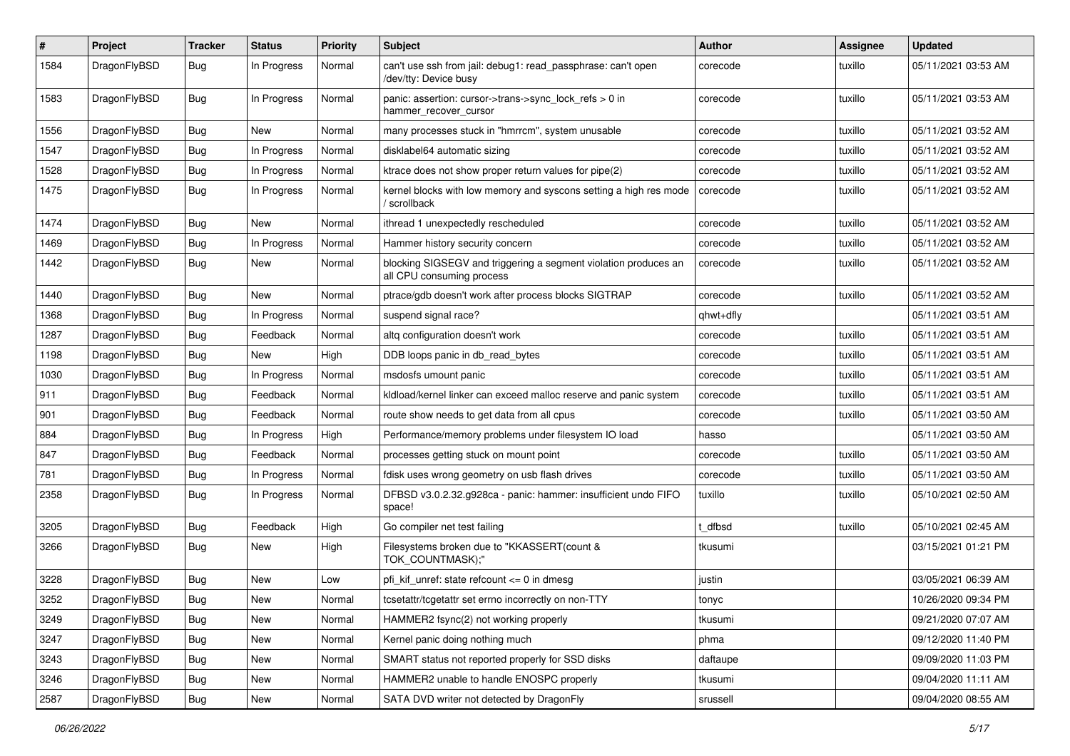| # | Project | Tracker | Status | Priority | Subject | Author | Assignee | Updated |
| --- | --- | --- | --- | --- | --- | --- | --- | --- |
| 1584 | DragonFlyBSD | Bug | In Progress | Normal | can't use ssh from jail: debug1: read_passphrase: can't open /dev/tty: Device busy | corecode | tuxillo | 05/11/2021 03:53 AM |
| 1583 | DragonFlyBSD | Bug | In Progress | Normal | panic: assertion: cursor->trans->sync_lock_refs > 0 in hammer_recover_cursor | corecode | tuxillo | 05/11/2021 03:53 AM |
| 1556 | DragonFlyBSD | Bug | New | Normal | many processes stuck in "hmrrcm", system unusable | corecode | tuxillo | 05/11/2021 03:52 AM |
| 1547 | DragonFlyBSD | Bug | In Progress | Normal | disklabel64 automatic sizing | corecode | tuxillo | 05/11/2021 03:52 AM |
| 1528 | DragonFlyBSD | Bug | In Progress | Normal | ktrace does not show proper return values for pipe(2) | corecode | tuxillo | 05/11/2021 03:52 AM |
| 1475 | DragonFlyBSD | Bug | In Progress | Normal | kernel blocks with low memory and syscons setting a high res mode / scrollback | corecode | tuxillo | 05/11/2021 03:52 AM |
| 1474 | DragonFlyBSD | Bug | New | Normal | ithread 1 unexpectedly rescheduled | corecode | tuxillo | 05/11/2021 03:52 AM |
| 1469 | DragonFlyBSD | Bug | In Progress | Normal | Hammer history security concern | corecode | tuxillo | 05/11/2021 03:52 AM |
| 1442 | DragonFlyBSD | Bug | New | Normal | blocking SIGSEGV and triggering a segment violation produces an all CPU consuming process | corecode | tuxillo | 05/11/2021 03:52 AM |
| 1440 | DragonFlyBSD | Bug | New | Normal | ptrace/gdb doesn't work after process blocks SIGTRAP | corecode | tuxillo | 05/11/2021 03:52 AM |
| 1368 | DragonFlyBSD | Bug | In Progress | Normal | suspend signal race? | qhwt+dfly | | 05/11/2021 03:51 AM |
| 1287 | DragonFlyBSD | Bug | Feedback | Normal | altq configuration doesn't work | corecode | tuxillo | 05/11/2021 03:51 AM |
| 1198 | DragonFlyBSD | Bug | New | High | DDB loops panic in db_read_bytes | corecode | tuxillo | 05/11/2021 03:51 AM |
| 1030 | DragonFlyBSD | Bug | In Progress | Normal | msdosfs umount panic | corecode | tuxillo | 05/11/2021 03:51 AM |
| 911 | DragonFlyBSD | Bug | Feedback | Normal | kldload/kernel linker can exceed malloc reserve and panic system | corecode | tuxillo | 05/11/2021 03:51 AM |
| 901 | DragonFlyBSD | Bug | Feedback | Normal | route show needs to get data from all cpus | corecode | tuxillo | 05/11/2021 03:50 AM |
| 884 | DragonFlyBSD | Bug | In Progress | High | Performance/memory problems under filesystem IO load | hasso | | 05/11/2021 03:50 AM |
| 847 | DragonFlyBSD | Bug | Feedback | Normal | processes getting stuck on mount point | corecode | tuxillo | 05/11/2021 03:50 AM |
| 781 | DragonFlyBSD | Bug | In Progress | Normal | fdisk uses wrong geometry on usb flash drives | corecode | tuxillo | 05/11/2021 03:50 AM |
| 2358 | DragonFlyBSD | Bug | In Progress | Normal | DFBSD v3.0.2.32.g928ca - panic: hammer: insufficient undo FIFO space! | tuxillo | tuxillo | 05/10/2021 02:50 AM |
| 3205 | DragonFlyBSD | Bug | Feedback | High | Go compiler net test failing | t_dfbsd | tuxillo | 05/10/2021 02:45 AM |
| 3266 | DragonFlyBSD | Bug | New | High | Filesystems broken due to "KKASSERT(count & TOK_COUNTMASK);" | tkusumi | | 03/15/2021 01:21 PM |
| 3228 | DragonFlyBSD | Bug | New | Low | pfi_kif_unref: state refcount <= 0 in dmesg | justin | | 03/05/2021 06:39 AM |
| 3252 | DragonFlyBSD | Bug | New | Normal | tcsetattr/tcgetattr set errno incorrectly on non-TTY | tonyc | | 10/26/2020 09:34 PM |
| 3249 | DragonFlyBSD | Bug | New | Normal | HAMMER2 fsync(2) not working properly | tkusumi | | 09/21/2020 07:07 AM |
| 3247 | DragonFlyBSD | Bug | New | Normal | Kernel panic doing nothing much | phma | | 09/12/2020 11:40 PM |
| 3243 | DragonFlyBSD | Bug | New | Normal | SMART status not reported properly for SSD disks | daftaupe | | 09/09/2020 11:03 PM |
| 3246 | DragonFlyBSD | Bug | New | Normal | HAMMER2 unable to handle ENOSPC properly | tkusumi | | 09/04/2020 11:11 AM |
| 2587 | DragonFlyBSD | Bug | New | Normal | SATA DVD writer not detected by DragonFly | srussell | | 09/04/2020 08:55 AM |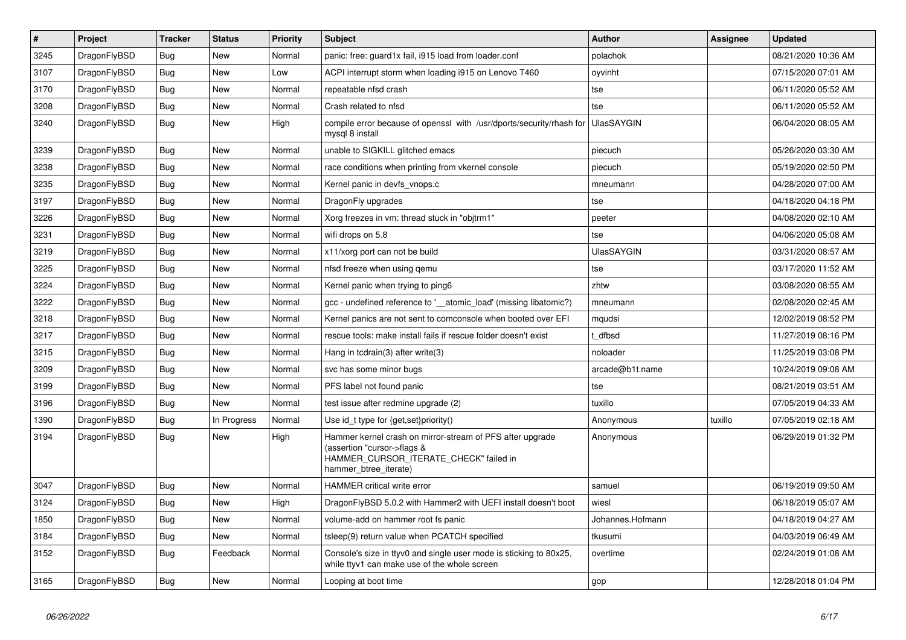| # | Project | Tracker | Status | Priority | Subject | Author | Assignee | Updated |
|---|---|---|---|---|---|---|---|---|
| 3245 | DragonFlyBSD | Bug | New | Normal | panic: free: guard1x fail, i915 load from loader.conf | polachok | | 08/21/2020 10:36 AM |
| 3107 | DragonFlyBSD | Bug | New | Low | ACPI interrupt storm when loading i915 on Lenovo T460 | oyvinht | | 07/15/2020 07:01 AM |
| 3170 | DragonFlyBSD | Bug | New | Normal | repeatable nfsd crash | tse | | 06/11/2020 05:52 AM |
| 3208 | DragonFlyBSD | Bug | New | Normal | Crash related to nfsd | tse | | 06/11/2020 05:52 AM |
| 3240 | DragonFlyBSD | Bug | New | High | compile error because of openssl with /usr/dports/security/rhash for mysql 8 install | UlasSAYGIN | | 06/04/2020 08:05 AM |
| 3239 | DragonFlyBSD | Bug | New | Normal | unable to SIGKILL glitched emacs | piecuch | | 05/26/2020 03:30 AM |
| 3238 | DragonFlyBSD | Bug | New | Normal | race conditions when printing from vkernel console | piecuch | | 05/19/2020 02:50 PM |
| 3235 | DragonFlyBSD | Bug | New | Normal | Kernel panic in devfs_vnops.c | mneumann | | 04/28/2020 07:00 AM |
| 3197 | DragonFlyBSD | Bug | New | Normal | DragonFly upgrades | tse | | 04/18/2020 04:18 PM |
| 3226 | DragonFlyBSD | Bug | New | Normal | Xorg freezes in vm: thread stuck in "objtrm1" | peeter | | 04/08/2020 02:10 AM |
| 3231 | DragonFlyBSD | Bug | New | Normal | wifi drops on 5.8 | tse | | 04/06/2020 05:08 AM |
| 3219 | DragonFlyBSD | Bug | New | Normal | x11/xorg port can not be build | UlasSAYGIN | | 03/31/2020 08:57 AM |
| 3225 | DragonFlyBSD | Bug | New | Normal | nfsd freeze when using qemu | tse | | 03/17/2020 11:52 AM |
| 3224 | DragonFlyBSD | Bug | New | Normal | Kernel panic when trying to ping6 | zhtw | | 03/08/2020 08:55 AM |
| 3222 | DragonFlyBSD | Bug | New | Normal | gcc - undefined reference to '__atomic_load' (missing libatomic?) | mneumann | | 02/08/2020 02:45 AM |
| 3218 | DragonFlyBSD | Bug | New | Normal | Kernel panics are not sent to comconsole when booted over EFI | mqudsi | | 12/02/2019 08:52 PM |
| 3217 | DragonFlyBSD | Bug | New | Normal | rescue tools: make install fails if rescue folder doesn't exist | t_dfbsd | | 11/27/2019 08:16 PM |
| 3215 | DragonFlyBSD | Bug | New | Normal | Hang in tcdrain(3) after write(3) | noloader | | 11/25/2019 03:08 PM |
| 3209 | DragonFlyBSD | Bug | New | Normal | svc has some minor bugs | arcade@b1t.name | | 10/24/2019 09:08 AM |
| 3199 | DragonFlyBSD | Bug | New | Normal | PFS label not found panic | tse | | 08/21/2019 03:51 AM |
| 3196 | DragonFlyBSD | Bug | New | Normal | test issue after redmine upgrade (2) | tuxillo | | 07/05/2019 04:33 AM |
| 1390 | DragonFlyBSD | Bug | In Progress | Normal | Use id_t type for {get,set}priority() | Anonymous | tuxillo | 07/05/2019 02:18 AM |
| 3194 | DragonFlyBSD | Bug | New | High | Hammer kernel crash on mirror-stream of PFS after upgrade (assertion "cursor->flags & HAMMER_CURSOR_ITERATE_CHECK" failed in hammer_btree_iterate) | Anonymous | | 06/29/2019 01:32 PM |
| 3047 | DragonFlyBSD | Bug | New | Normal | HAMMER critical write error | samuel | | 06/19/2019 09:50 AM |
| 3124 | DragonFlyBSD | Bug | New | High | DragonFlyBSD 5.0.2 with Hammer2 with UEFI install doesn't boot | wiesl | | 06/18/2019 05:07 AM |
| 1850 | DragonFlyBSD | Bug | New | Normal | volume-add on hammer root fs panic | Johannes.Hofmann | | 04/18/2019 04:27 AM |
| 3184 | DragonFlyBSD | Bug | New | Normal | tsleep(9) return value when PCATCH specified | tkusumi | | 04/03/2019 06:49 AM |
| 3152 | DragonFlyBSD | Bug | Feedback | Normal | Console's size in ttyv0 and single user mode is sticking to 80x25, while ttyv1 can make use of the whole screen | overtime | | 02/24/2019 01:08 AM |
| 3165 | DragonFlyBSD | Bug | New | Normal | Looping at boot time | gop | | 12/28/2018 01:04 PM |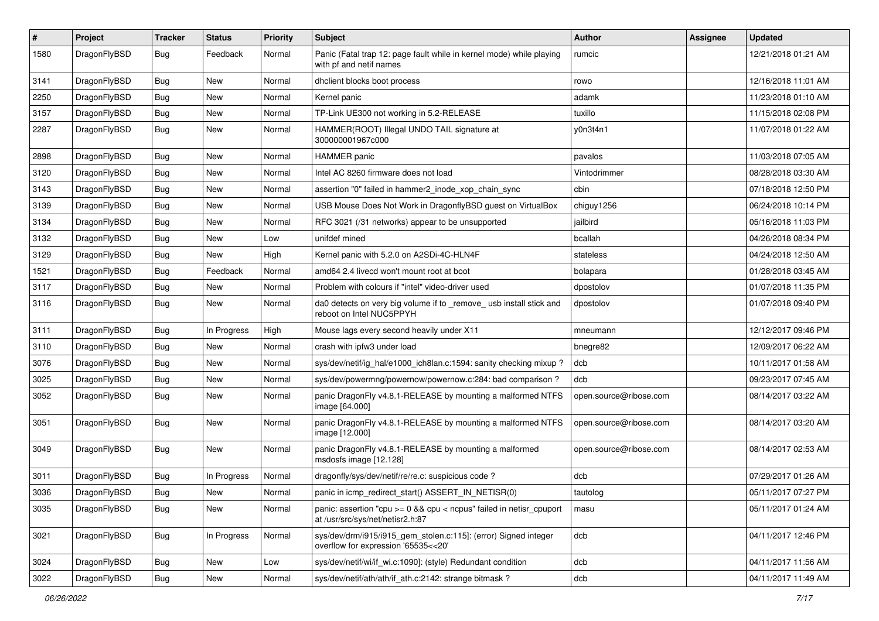| # | Project | Tracker | Status | Priority | Subject | Author | Assignee | Updated |
|---|---|---|---|---|---|---|---|---|
| 1580 | DragonFlyBSD | Bug | Feedback | Normal | Panic (Fatal trap 12: page fault while in kernel mode) while playing with pf and netif names | rumcic | | 12/21/2018 01:21 AM |
| 3141 | DragonFlyBSD | Bug | New | Normal | dhclient blocks boot process | rowo | | 12/16/2018 11:01 AM |
| 2250 | DragonFlyBSD | Bug | New | Normal | Kernel panic | adamk | | 11/23/2018 01:10 AM |
| 3157 | DragonFlyBSD | Bug | New | Normal | TP-Link UE300 not working in 5.2-RELEASE | tuxillo | | 11/15/2018 02:08 PM |
| 2287 | DragonFlyBSD | Bug | New | Normal | HAMMER(ROOT) Illegal UNDO TAIL signature at 300000001967c000 | y0n3t4n1 | | 11/07/2018 01:22 AM |
| 2898 | DragonFlyBSD | Bug | New | Normal | HAMMER panic | pavalos | | 11/03/2018 07:05 AM |
| 3120 | DragonFlyBSD | Bug | New | Normal | Intel AC 8260 firmware does not load | Vintodrimmer | | 08/28/2018 03:30 AM |
| 3143 | DragonFlyBSD | Bug | New | Normal | assertion "0" failed in hammer2_inode_xop_chain_sync | cbin | | 07/18/2018 12:50 PM |
| 3139 | DragonFlyBSD | Bug | New | Normal | USB Mouse Does Not Work in DragonflyBSD guest on VirtualBox | chiguy1256 | | 06/24/2018 10:14 PM |
| 3134 | DragonFlyBSD | Bug | New | Normal | RFC 3021 (/31 networks) appear to be unsupported | jailbird | | 05/16/2018 11:03 PM |
| 3132 | DragonFlyBSD | Bug | New | Low | unifdef mined | bcallah | | 04/26/2018 08:34 PM |
| 3129 | DragonFlyBSD | Bug | New | High | Kernel panic with 5.2.0 on A2SDi-4C-HLN4F | stateless | | 04/24/2018 12:50 AM |
| 1521 | DragonFlyBSD | Bug | Feedback | Normal | amd64 2.4 livecd won't mount root at boot | bolapara | | 01/28/2018 03:45 AM |
| 3117 | DragonFlyBSD | Bug | New | Normal | Problem with colours if "intel" video-driver used | dpostolov | | 01/07/2018 11:35 PM |
| 3116 | DragonFlyBSD | Bug | New | Normal | da0 detects on very big volume if to _remove_ usb install stick and reboot on Intel NUC5PPYH | dpostolov | | 01/07/2018 09:40 PM |
| 3111 | DragonFlyBSD | Bug | In Progress | High | Mouse lags every second heavily under X11 | mneumann | | 12/12/2017 09:46 PM |
| 3110 | DragonFlyBSD | Bug | New | Normal | crash with ipfw3 under load | bnegre82 | | 12/09/2017 06:22 AM |
| 3076 | DragonFlyBSD | Bug | New | Normal | sys/dev/netif/ig_hal/e1000_ich8lan.c:1594: sanity checking mixup ? | dcb | | 10/11/2017 01:58 AM |
| 3025 | DragonFlyBSD | Bug | New | Normal | sys/dev/powermng/powernow/powernow.c:284: bad comparison ? | dcb | | 09/23/2017 07:45 AM |
| 3052 | DragonFlyBSD | Bug | New | Normal | panic DragonFly v4.8.1-RELEASE by mounting a malformed NTFS image [64.000] | open.source@ribose.com | | 08/14/2017 03:22 AM |
| 3051 | DragonFlyBSD | Bug | New | Normal | panic DragonFly v4.8.1-RELEASE by mounting a malformed NTFS image [12.000] | open.source@ribose.com | | 08/14/2017 03:20 AM |
| 3049 | DragonFlyBSD | Bug | New | Normal | panic DragonFly v4.8.1-RELEASE by mounting a malformed msdosfs image [12.128] | open.source@ribose.com | | 08/14/2017 02:53 AM |
| 3011 | DragonFlyBSD | Bug | In Progress | Normal | dragonfly/sys/dev/netif/re/re.c: suspicious code ? | dcb | | 07/29/2017 01:26 AM |
| 3036 | DragonFlyBSD | Bug | New | Normal | panic in icmp_redirect_start() ASSERT_IN_NETISR(0) | tautolog | | 05/11/2017 07:27 PM |
| 3035 | DragonFlyBSD | Bug | New | Normal | panic: assertion "cpu >= 0 && cpu < ncpus" failed in netisr_cpuport at /usr/src/sys/net/netisr2.h:87 | masu | | 05/11/2017 01:24 AM |
| 3021 | DragonFlyBSD | Bug | In Progress | Normal | sys/dev/drm/i915/i915_gem_stolen.c:115]: (error) Signed integer overflow for expression '65535<<20' | dcb | | 04/11/2017 12:46 PM |
| 3024 | DragonFlyBSD | Bug | New | Low | sys/dev/netif/wi/if_wi.c:1090]: (style) Redundant condition | dcb | | 04/11/2017 11:56 AM |
| 3022 | DragonFlyBSD | Bug | New | Normal | sys/dev/netif/ath/ath/if_ath.c:2142: strange bitmask ? | dcb | | 04/11/2017 11:49 AM |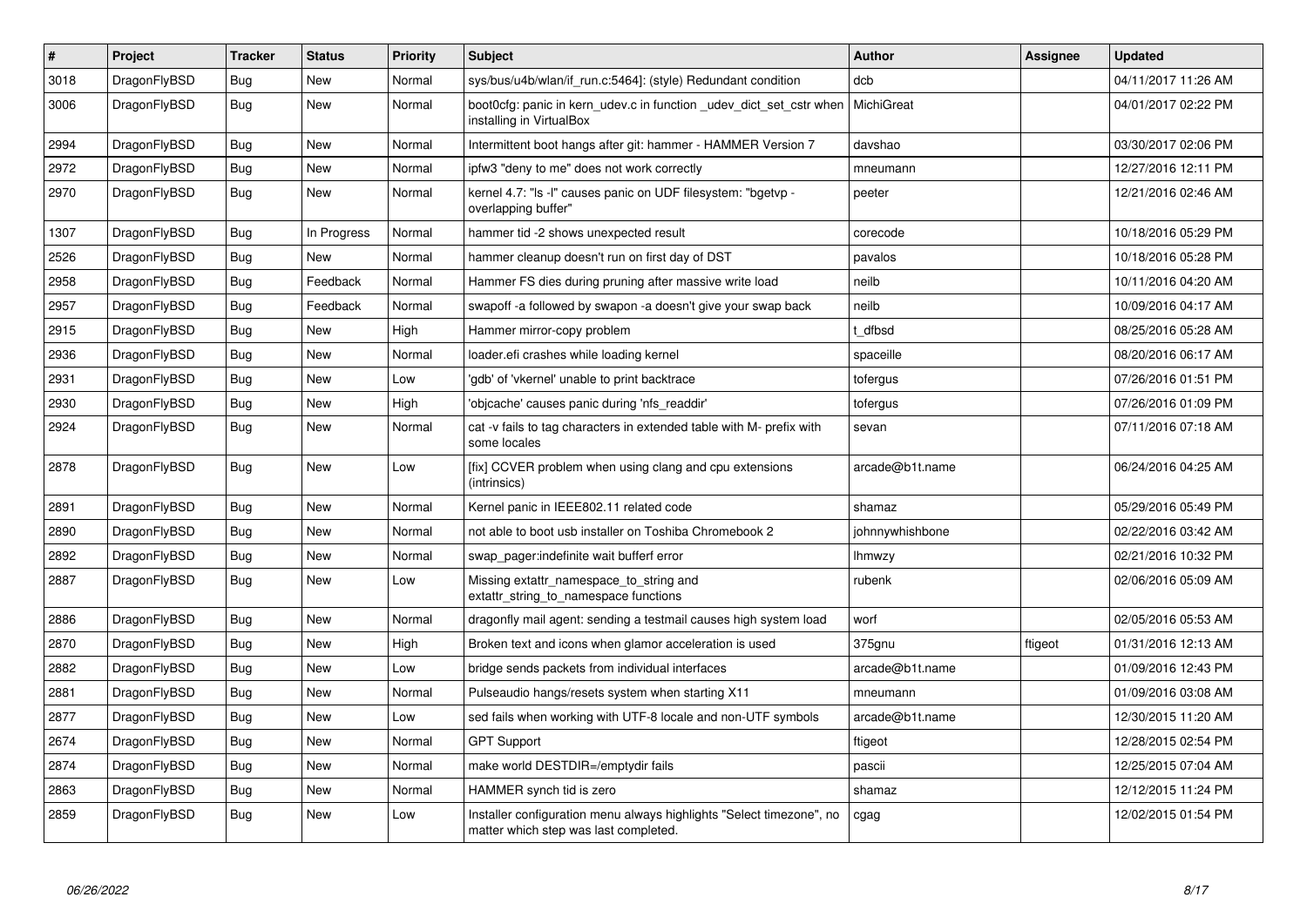| # | Project | Tracker | Status | Priority | Subject | Author | Assignee | Updated |
|---|---|---|---|---|---|---|---|---|
| 3018 | DragonFlyBSD | Bug | New | Normal | sys/bus/u4b/wlan/if_run.c:5464]: (style) Redundant condition | dcb | | 04/11/2017 11:26 AM |
| 3006 | DragonFlyBSD | Bug | New | Normal | boot0cfg: panic in kern_udev.c in function _udev_dict_set_cstr when installing in VirtualBox | MichiGreat | | 04/01/2017 02:22 PM |
| 2994 | DragonFlyBSD | Bug | New | Normal | Intermittent boot hangs after git: hammer - HAMMER Version 7 | davshao | | 03/30/2017 02:06 PM |
| 2972 | DragonFlyBSD | Bug | New | Normal | ipfw3 "deny to me" does not work correctly | mneumann | | 12/27/2016 12:11 PM |
| 2970 | DragonFlyBSD | Bug | New | Normal | kernel 4.7: "ls -l" causes panic on UDF filesystem: "bgetvp - overlapping buffer" | peeter | | 12/21/2016 02:46 AM |
| 1307 | DragonFlyBSD | Bug | In Progress | Normal | hammer tid -2 shows unexpected result | corecode | | 10/18/2016 05:29 PM |
| 2526 | DragonFlyBSD | Bug | New | Normal | hammer cleanup doesn't run on first day of DST | pavalos | | 10/18/2016 05:28 PM |
| 2958 | DragonFlyBSD | Bug | Feedback | Normal | Hammer FS dies during pruning after massive write load | neilb | | 10/11/2016 04:20 AM |
| 2957 | DragonFlyBSD | Bug | Feedback | Normal | swapoff -a followed by swapon -a doesn't give your swap back | neilb | | 10/09/2016 04:17 AM |
| 2915 | DragonFlyBSD | Bug | New | High | Hammer mirror-copy problem | t_dfbsd | | 08/25/2016 05:28 AM |
| 2936 | DragonFlyBSD | Bug | New | Normal | loader.efi crashes while loading kernel | spaceille | | 08/20/2016 06:17 AM |
| 2931 | DragonFlyBSD | Bug | New | Low | 'gdb' of 'vkernel' unable to print backtrace | tofergus | | 07/26/2016 01:51 PM |
| 2930 | DragonFlyBSD | Bug | New | High | 'objcache' causes panic during 'nfs_readdir' | tofergus | | 07/26/2016 01:09 PM |
| 2924 | DragonFlyBSD | Bug | New | Normal | cat -v fails to tag characters in extended table with M- prefix with some locales | sevan | | 07/11/2016 07:18 AM |
| 2878 | DragonFlyBSD | Bug | New | Low | [fix] CCVER problem when using clang and cpu extensions (intrinsics) | arcade@b1t.name | | 06/24/2016 04:25 AM |
| 2891 | DragonFlyBSD | Bug | New | Normal | Kernel panic in IEEE802.11 related code | shamaz | | 05/29/2016 05:49 PM |
| 2890 | DragonFlyBSD | Bug | New | Normal | not able to boot usb installer on Toshiba Chromebook 2 | johnnywhishbone | | 02/22/2016 03:42 AM |
| 2892 | DragonFlyBSD | Bug | New | Normal | swap_pager:indefinite wait bufferf error | lhmwzy | | 02/21/2016 10:32 PM |
| 2887 | DragonFlyBSD | Bug | New | Low | Missing extattr_namespace_to_string and extattr_string_to_namespace functions | rubenk | | 02/06/2016 05:09 AM |
| 2886 | DragonFlyBSD | Bug | New | Normal | dragonfly mail agent: sending a testmail causes high system load | worf | | 02/05/2016 05:53 AM |
| 2870 | DragonFlyBSD | Bug | New | High | Broken text and icons when glamor acceleration is used | 375gnu | ftigeot | 01/31/2016 12:13 AM |
| 2882 | DragonFlyBSD | Bug | New | Low | bridge sends packets from individual interfaces | arcade@b1t.name | | 01/09/2016 12:43 PM |
| 2881 | DragonFlyBSD | Bug | New | Normal | Pulseaudio hangs/resets system when starting X11 | mneumann | | 01/09/2016 03:08 AM |
| 2877 | DragonFlyBSD | Bug | New | Low | sed fails when working with UTF-8 locale and non-UTF symbols | arcade@b1t.name | | 12/30/2015 11:20 AM |
| 2674 | DragonFlyBSD | Bug | New | Normal | GPT Support | ftigeot | | 12/28/2015 02:54 PM |
| 2874 | DragonFlyBSD | Bug | New | Normal | make world DESTDIR=/emptydir fails | pascii | | 12/25/2015 07:04 AM |
| 2863 | DragonFlyBSD | Bug | New | Normal | HAMMER synch tid is zero | shamaz | | 12/12/2015 11:24 PM |
| 2859 | DragonFlyBSD | Bug | New | Low | Installer configuration menu always highlights "Select timezone", no matter which step was last completed. | cgag | | 12/02/2015 01:54 PM |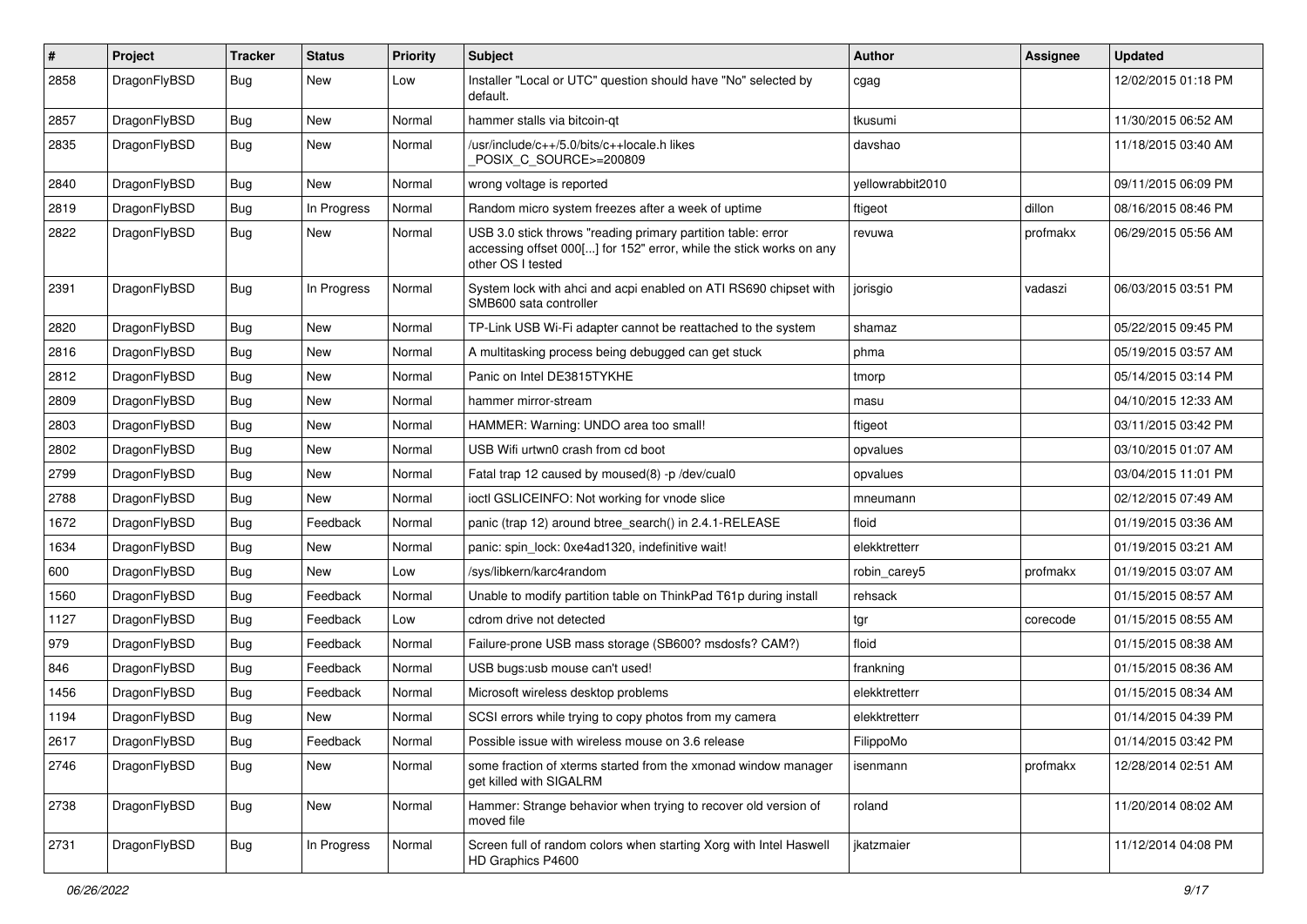| # | Project | Tracker | Status | Priority | Subject | Author | Assignee | Updated |
|---|---|---|---|---|---|---|---|---|
| 2858 | DragonFlyBSD | Bug | New | Low | Installer "Local or UTC" question should have "No" selected by default. | cgag | | 12/02/2015 01:18 PM |
| 2857 | DragonFlyBSD | Bug | New | Normal | hammer stalls via bitcoin-qt | tkusumi | | 11/30/2015 06:52 AM |
| 2835 | DragonFlyBSD | Bug | New | Normal | /usr/include/c++/5.0/bits/c++locale.h likes _POSIX_C_SOURCE>=200809 | davshao | | 11/18/2015 03:40 AM |
| 2840 | DragonFlyBSD | Bug | New | Normal | wrong voltage is reported | yellowrabbit2010 | | 09/11/2015 06:09 PM |
| 2819 | DragonFlyBSD | Bug | In Progress | Normal | Random micro system freezes after a week of uptime | ftigeot | dillon | 08/16/2015 08:46 PM |
| 2822 | DragonFlyBSD | Bug | New | Normal | USB 3.0 stick throws "reading primary partition table: error accessing offset 000[...] for 152" error, while the stick works on any other OS I tested | revuwa | profmakx | 06/29/2015 05:56 AM |
| 2391 | DragonFlyBSD | Bug | In Progress | Normal | System lock with ahci and acpi enabled on ATI RS690 chipset with SMB600 sata controller | jorisgio | vadaszi | 06/03/2015 03:51 PM |
| 2820 | DragonFlyBSD | Bug | New | Normal | TP-Link USB Wi-Fi adapter cannot be reattached to the system | shamaz | | 05/22/2015 09:45 PM |
| 2816 | DragonFlyBSD | Bug | New | Normal | A multitasking process being debugged can get stuck | phma | | 05/19/2015 03:57 AM |
| 2812 | DragonFlyBSD | Bug | New | Normal | Panic on Intel DE3815TYKHE | tmorp | | 05/14/2015 03:14 PM |
| 2809 | DragonFlyBSD | Bug | New | Normal | hammer mirror-stream | masu | | 04/10/2015 12:33 AM |
| 2803 | DragonFlyBSD | Bug | New | Normal | HAMMER: Warning: UNDO area too small! | ftigeot | | 03/11/2015 03:42 PM |
| 2802 | DragonFlyBSD | Bug | New | Normal | USB Wifi urtwn0 crash from cd boot | opvalues | | 03/10/2015 01:07 AM |
| 2799 | DragonFlyBSD | Bug | New | Normal | Fatal trap 12 caused by moused(8) -p /dev/cual0 | opvalues | | 03/04/2015 11:01 PM |
| 2788 | DragonFlyBSD | Bug | New | Normal | ioctl GSLICEINFO: Not working for vnode slice | mneumann | | 02/12/2015 07:49 AM |
| 1672 | DragonFlyBSD | Bug | Feedback | Normal | panic (trap 12) around btree_search() in 2.4.1-RELEASE | floid | | 01/19/2015 03:36 AM |
| 1634 | DragonFlyBSD | Bug | New | Normal | panic: spin_lock: 0xe4ad1320, indefinitive wait! | elekktretterr | | 01/19/2015 03:21 AM |
| 600 | DragonFlyBSD | Bug | New | Low | /sys/libkern/karc4random | robin_carey5 | profmakx | 01/19/2015 03:07 AM |
| 1560 | DragonFlyBSD | Bug | Feedback | Normal | Unable to modify partition table on ThinkPad T61p during install | rehsack | | 01/15/2015 08:57 AM |
| 1127 | DragonFlyBSD | Bug | Feedback | Low | cdrom drive not detected | tgr | corecode | 01/15/2015 08:55 AM |
| 979 | DragonFlyBSD | Bug | Feedback | Normal | Failure-prone USB mass storage (SB600? msdosfs? CAM?) | floid | | 01/15/2015 08:38 AM |
| 846 | DragonFlyBSD | Bug | Feedback | Normal | USB bugs:usb mouse can't used! | frankning | | 01/15/2015 08:36 AM |
| 1456 | DragonFlyBSD | Bug | Feedback | Normal | Microsoft wireless desktop problems | elekktretterr | | 01/15/2015 08:34 AM |
| 1194 | DragonFlyBSD | Bug | New | Normal | SCSI errors while trying to copy photos from my camera | elekktretterr | | 01/14/2015 04:39 PM |
| 2617 | DragonFlyBSD | Bug | Feedback | Normal | Possible issue with wireless mouse on 3.6 release | FilippoMo | | 01/14/2015 03:42 PM |
| 2746 | DragonFlyBSD | Bug | New | Normal | some fraction of xterms started from the xmonad window manager get killed with SIGALRM | isenmann | profmakx | 12/28/2014 02:51 AM |
| 2738 | DragonFlyBSD | Bug | New | Normal | Hammer: Strange behavior when trying to recover old version of moved file | roland | | 11/20/2014 08:02 AM |
| 2731 | DragonFlyBSD | Bug | In Progress | Normal | Screen full of random colors when starting Xorg with Intel Haswell HD Graphics P4600 | jkatzmaier | | 11/12/2014 04:08 PM |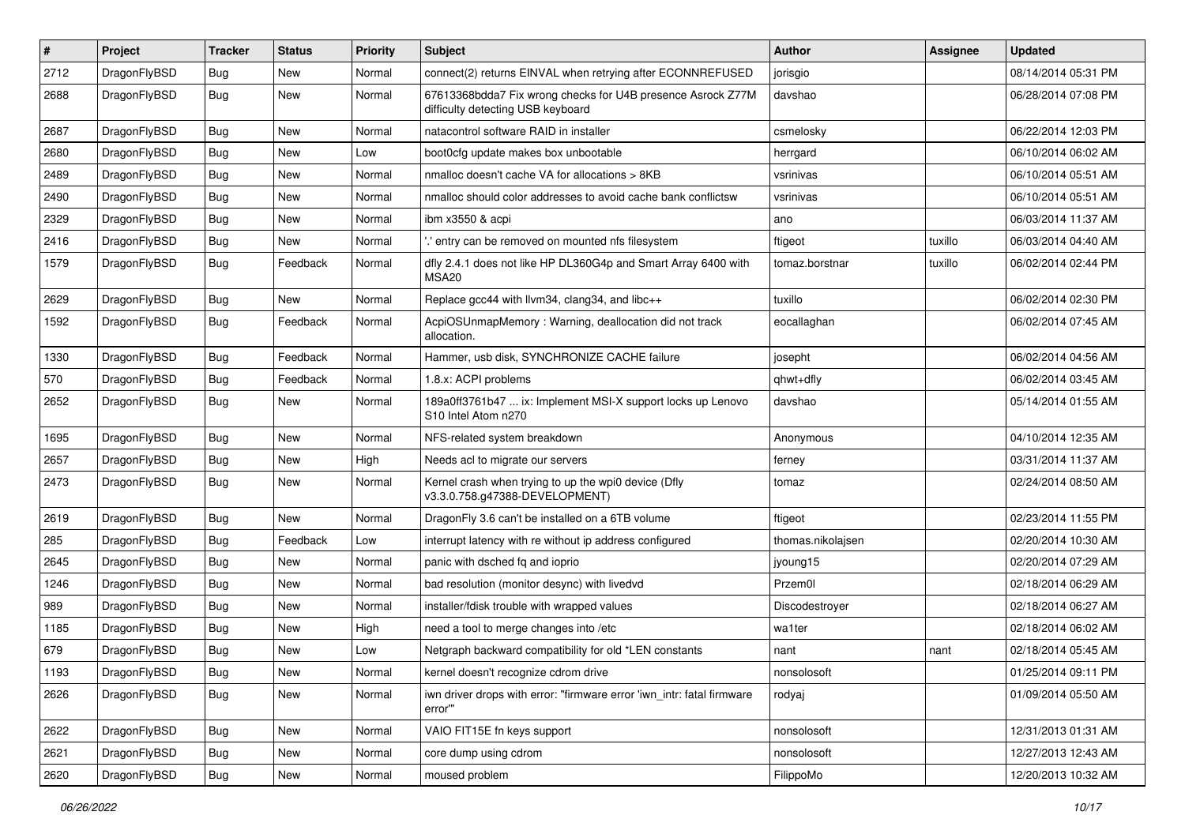| # | Project | Tracker | Status | Priority | Subject | Author | Assignee | Updated |
|---|---|---|---|---|---|---|---|---|
| 2712 | DragonFlyBSD | Bug | New | Normal | connect(2) returns EINVAL when retrying after ECONNREFUSED | jorisgio | | 08/14/2014 05:31 PM |
| 2688 | DragonFlyBSD | Bug | New | Normal | 67613368bdda7 Fix wrong checks for U4B presence Asrock Z77M difficulty detecting USB keyboard | davshao | | 06/28/2014 07:08 PM |
| 2687 | DragonFlyBSD | Bug | New | Normal | natacontrol software RAID in installer | csmelosky | | 06/22/2014 12:03 PM |
| 2680 | DragonFlyBSD | Bug | New | Low | boot0cfg update makes box unbootable | herrgard | | 06/10/2014 06:02 AM |
| 2489 | DragonFlyBSD | Bug | New | Normal | nmalloc doesn't cache VA for allocations > 8KB | vsrinivas | | 06/10/2014 05:51 AM |
| 2490 | DragonFlyBSD | Bug | New | Normal | nmalloc should color addresses to avoid cache bank conflictsw | vsrinivas | | 06/10/2014 05:51 AM |
| 2329 | DragonFlyBSD | Bug | New | Normal | ibm x3550 & acpi | ano | | 06/03/2014 11:37 AM |
| 2416 | DragonFlyBSD | Bug | New | Normal | '.' entry can be removed on mounted nfs filesystem | ftigeot | tuxillo | 06/03/2014 04:40 AM |
| 1579 | DragonFlyBSD | Bug | Feedback | Normal | dfly 2.4.1 does not like HP DL360G4p and Smart Array 6400 with MSA20 | tomaz.borstnar | tuxillo | 06/02/2014 02:44 PM |
| 2629 | DragonFlyBSD | Bug | New | Normal | Replace gcc44 with llvm34, clang34, and libc++ | tuxillo | | 06/02/2014 02:30 PM |
| 1592 | DragonFlyBSD | Bug | Feedback | Normal | AcpiOSUnmapMemory : Warning, deallocation did not track allocation. | eocallaghan | | 06/02/2014 07:45 AM |
| 1330 | DragonFlyBSD | Bug | Feedback | Normal | Hammer, usb disk, SYNCHRONIZE CACHE failure | josepht | | 06/02/2014 04:56 AM |
| 570 | DragonFlyBSD | Bug | Feedback | Normal | 1.8.x: ACPI problems | qhwt+dfly | | 06/02/2014 03:45 AM |
| 2652 | DragonFlyBSD | Bug | New | Normal | 189a0ff3761b47 ... ix: Implement MSI-X support locks up Lenovo S10 Intel Atom n270 | davshao | | 05/14/2014 01:55 AM |
| 1695 | DragonFlyBSD | Bug | New | Normal | NFS-related system breakdown | Anonymous | | 04/10/2014 12:35 AM |
| 2657 | DragonFlyBSD | Bug | New | High | Needs acl to migrate our servers | ferney | | 03/31/2014 11:37 AM |
| 2473 | DragonFlyBSD | Bug | New | Normal | Kernel crash when trying to up the wpi0 device (Dfly v3.3.0.758.g47388-DEVELOPMENT) | tomaz | | 02/24/2014 08:50 AM |
| 2619 | DragonFlyBSD | Bug | New | Normal | DragonFly 3.6 can't be installed on a 6TB volume | ftigeot | | 02/23/2014 11:55 PM |
| 285 | DragonFlyBSD | Bug | Feedback | Low | interrupt latency with re without ip address configured | thomas.nikolajsen | | 02/20/2014 10:30 AM |
| 2645 | DragonFlyBSD | Bug | New | Normal | panic with dsched fq and ioprio | jyoung15 | | 02/20/2014 07:29 AM |
| 1246 | DragonFlyBSD | Bug | New | Normal | bad resolution (monitor desync) with livedvd | Przem0l | | 02/18/2014 06:29 AM |
| 989 | DragonFlyBSD | Bug | New | Normal | installer/fdisk trouble with wrapped values | Discodestroyer | | 02/18/2014 06:27 AM |
| 1185 | DragonFlyBSD | Bug | New | High | need a tool to merge changes into /etc | wa1ter | | 02/18/2014 06:02 AM |
| 679 | DragonFlyBSD | Bug | New | Low | Netgraph backward compatibility for old *LEN constants | nant | nant | 02/18/2014 05:45 AM |
| 1193 | DragonFlyBSD | Bug | New | Normal | kernel doesn't recognize cdrom drive | nonsolosoft | | 01/25/2014 09:11 PM |
| 2626 | DragonFlyBSD | Bug | New | Normal | iwn driver drops with error: "firmware error 'iwn_intr: fatal firmware error'" | rodyaj | | 01/09/2014 05:50 AM |
| 2622 | DragonFlyBSD | Bug | New | Normal | VAIO FIT15E fn keys support | nonsolosoft | | 12/31/2013 01:31 AM |
| 2621 | DragonFlyBSD | Bug | New | Normal | core dump using cdrom | nonsolosoft | | 12/27/2013 12:43 AM |
| 2620 | DragonFlyBSD | Bug | New | Normal | moused problem | FilippoMo | | 12/20/2013 10:32 AM |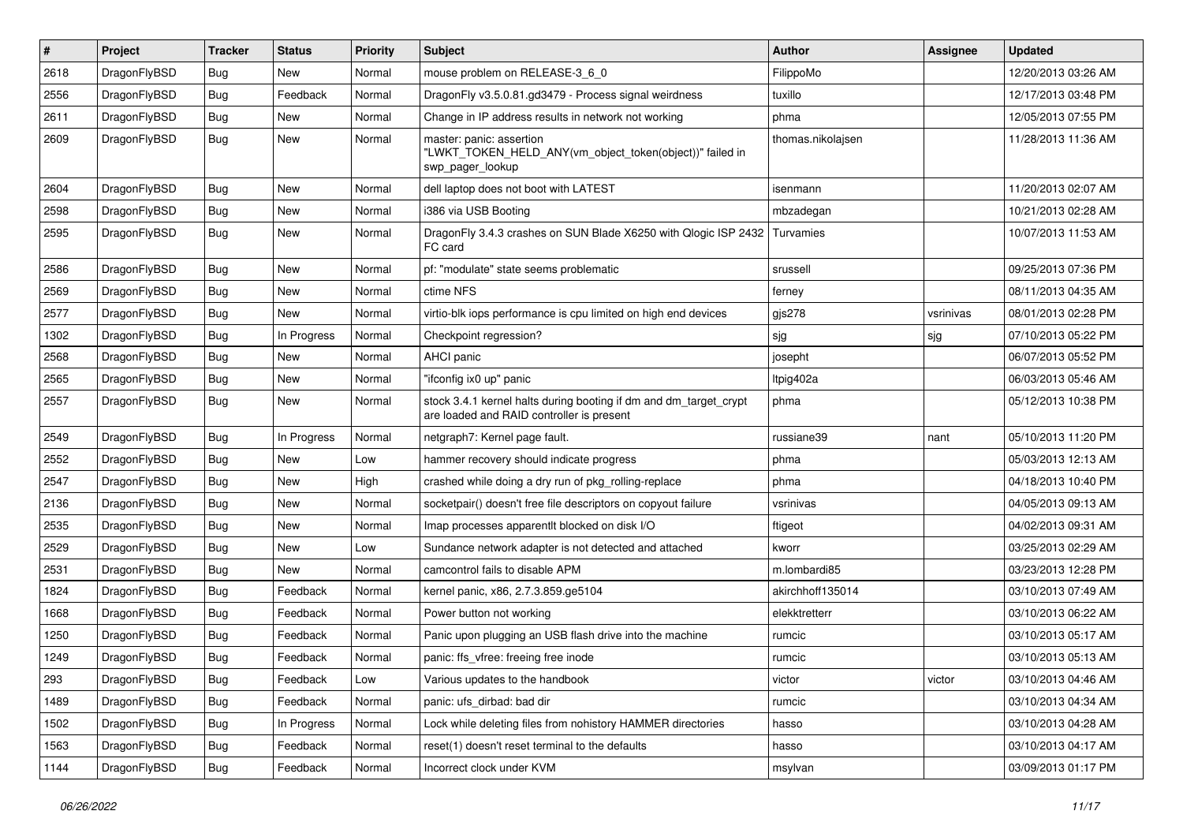| # | Project | Tracker | Status | Priority | Subject | Author | Assignee | Updated |
|---|---|---|---|---|---|---|---|---|
| 2618 | DragonFlyBSD | Bug | New | Normal | mouse problem on RELEASE-3_6_0 | FilippoMo | | 12/20/2013 03:26 AM |
| 2556 | DragonFlyBSD | Bug | Feedback | Normal | DragonFly v3.5.0.81.gd3479 - Process signal weirdness | tuxillo | | 12/17/2013 03:48 PM |
| 2611 | DragonFlyBSD | Bug | New | Normal | Change in IP address results in network not working | phma | | 12/05/2013 07:55 PM |
| 2609 | DragonFlyBSD | Bug | New | Normal | master: panic: assertion "LWKT_TOKEN_HELD_ANY(vm_object_token(object))" failed in swp_pager_lookup | thomas.nikolajsen | | 11/28/2013 11:36 AM |
| 2604 | DragonFlyBSD | Bug | New | Normal | dell laptop does not boot with LATEST | isenmann | | 11/20/2013 02:07 AM |
| 2598 | DragonFlyBSD | Bug | New | Normal | i386 via USB Booting | mbzadegan | | 10/21/2013 02:28 AM |
| 2595 | DragonFlyBSD | Bug | New | Normal | DragonFly 3.4.3 crashes on SUN Blade X6250 with Qlogic ISP 2432 FC card | Turvamies | | 10/07/2013 11:53 AM |
| 2586 | DragonFlyBSD | Bug | New | Normal | pf: "modulate" state seems problematic | srussell | | 09/25/2013 07:36 PM |
| 2569 | DragonFlyBSD | Bug | New | Normal | ctime NFS | ferney | | 08/11/2013 04:35 AM |
| 2577 | DragonFlyBSD | Bug | New | Normal | virtio-blk iops performance is cpu limited on high end devices | gjs278 | vsrinivas | 08/01/2013 02:28 PM |
| 1302 | DragonFlyBSD | Bug | In Progress | Normal | Checkpoint regression? | sjg | sjg | 07/10/2013 05:22 PM |
| 2568 | DragonFlyBSD | Bug | New | Normal | AHCI panic | josepht | | 06/07/2013 05:52 PM |
| 2565 | DragonFlyBSD | Bug | New | Normal | "ifconfig ix0 up" panic | ltpig402a | | 06/03/2013 05:46 AM |
| 2557 | DragonFlyBSD | Bug | New | Normal | stock 3.4.1 kernel halts during booting if dm and dm_target_crypt are loaded and RAID controller is present | phma | | 05/12/2013 10:38 PM |
| 2549 | DragonFlyBSD | Bug | In Progress | Normal | netgraph7: Kernel page fault. | russiane39 | nant | 05/10/2013 11:20 PM |
| 2552 | DragonFlyBSD | Bug | New | Low | hammer recovery should indicate progress | phma | | 05/03/2013 12:13 AM |
| 2547 | DragonFlyBSD | Bug | New | High | crashed while doing a dry run of pkg_rolling-replace | phma | | 04/18/2013 10:40 PM |
| 2136 | DragonFlyBSD | Bug | New | Normal | socketpair() doesn't free file descriptors on copyout failure | vsrinivas | | 04/05/2013 09:13 AM |
| 2535 | DragonFlyBSD | Bug | New | Normal | Imap processes apparentlt blocked on disk I/O | ftigeot | | 04/02/2013 09:31 AM |
| 2529 | DragonFlyBSD | Bug | New | Low | Sundance network adapter is not detected and attached | kworr | | 03/25/2013 02:29 AM |
| 2531 | DragonFlyBSD | Bug | New | Normal | camcontrol fails to disable APM | m.lombardi85 | | 03/23/2013 12:28 PM |
| 1824 | DragonFlyBSD | Bug | Feedback | Normal | kernel panic, x86, 2.7.3.859.ge5104 | akirchhoff135014 | | 03/10/2013 07:49 AM |
| 1668 | DragonFlyBSD | Bug | Feedback | Normal | Power button not working | elekktretterr | | 03/10/2013 06:22 AM |
| 1250 | DragonFlyBSD | Bug | Feedback | Normal | Panic upon plugging an USB flash drive into the machine | rumcic | | 03/10/2013 05:17 AM |
| 1249 | DragonFlyBSD | Bug | Feedback | Normal | panic: ffs_vfree: freeing free inode | rumcic | | 03/10/2013 05:13 AM |
| 293 | DragonFlyBSD | Bug | Feedback | Low | Various updates to the handbook | victor | victor | 03/10/2013 04:46 AM |
| 1489 | DragonFlyBSD | Bug | Feedback | Normal | panic: ufs_dirbad: bad dir | rumcic | | 03/10/2013 04:34 AM |
| 1502 | DragonFlyBSD | Bug | In Progress | Normal | Lock while deleting files from nohistory HAMMER directories | hasso | | 03/10/2013 04:28 AM |
| 1563 | DragonFlyBSD | Bug | Feedback | Normal | reset(1) doesn't reset terminal to the defaults | hasso | | 03/10/2013 04:17 AM |
| 1144 | DragonFlyBSD | Bug | Feedback | Normal | Incorrect clock under KVM | msylvan | | 03/09/2013 01:17 PM |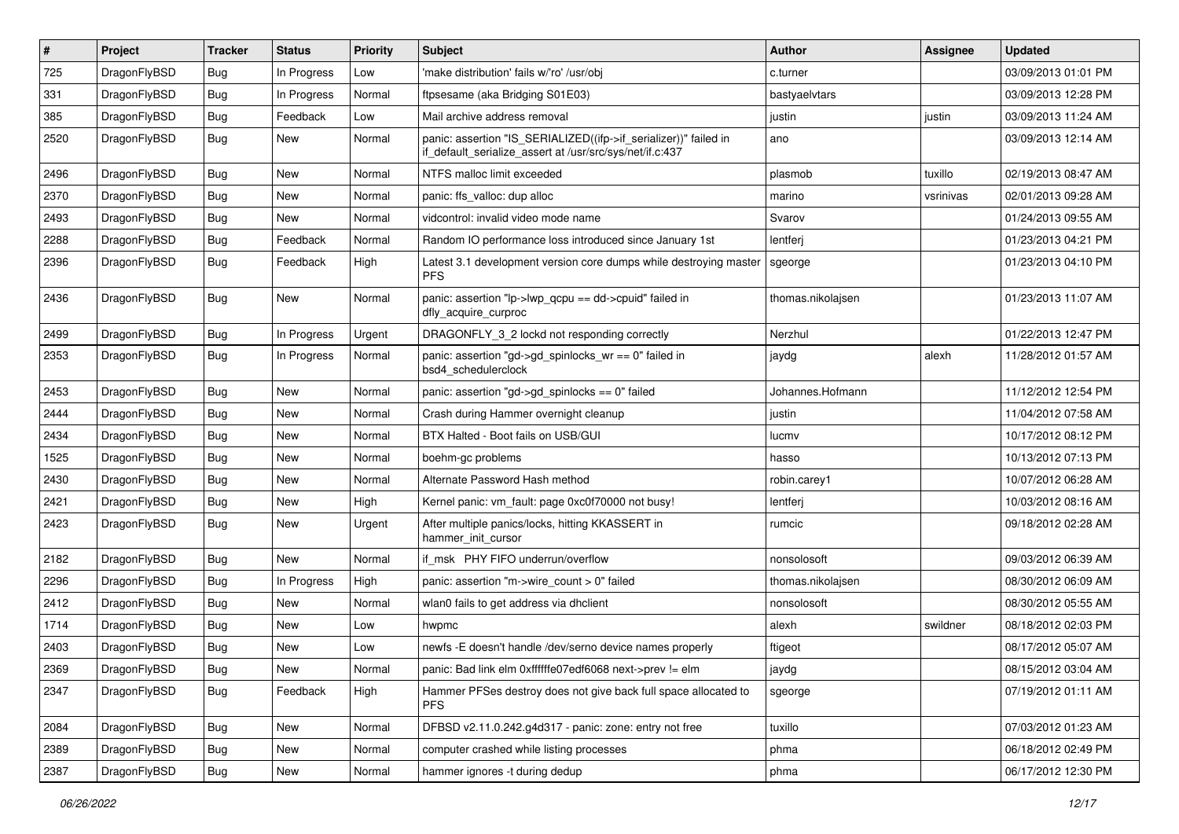| # | Project | Tracker | Status | Priority | Subject | Author | Assignee | Updated |
|---|---|---|---|---|---|---|---|---|
| 725 | DragonFlyBSD | Bug | In Progress | Low | 'make distribution' fails w/'ro' /usr/obj | c.turner | | 03/09/2013 01:01 PM |
| 331 | DragonFlyBSD | Bug | In Progress | Normal | ftpsesame (aka Bridging S01E03) | bastyaelvtars | | 03/09/2013 12:28 PM |
| 385 | DragonFlyBSD | Bug | Feedback | Low | Mail archive address removal | justin | justin | 03/09/2013 11:24 AM |
| 2520 | DragonFlyBSD | Bug | New | Normal | panic: assertion "IS_SERIALIZED((ifp->if_serializer))" failed in if_default_serialize_assert at /usr/src/sys/net/if.c:437 | ano | | 03/09/2013 12:14 AM |
| 2496 | DragonFlyBSD | Bug | New | Normal | NTFS malloc limit exceeded | plasmob | tuxillo | 02/19/2013 08:47 AM |
| 2370 | DragonFlyBSD | Bug | New | Normal | panic: ffs_valloc: dup alloc | marino | vsrinivas | 02/01/2013 09:28 AM |
| 2493 | DragonFlyBSD | Bug | New | Normal | vidcontrol: invalid video mode name | Svarov | | 01/24/2013 09:55 AM |
| 2288 | DragonFlyBSD | Bug | Feedback | Normal | Random IO performance loss introduced since January 1st | lentferj | | 01/23/2013 04:21 PM |
| 2396 | DragonFlyBSD | Bug | Feedback | High | Latest 3.1 development version core dumps while destroying master PFS | sgeorge | | 01/23/2013 04:10 PM |
| 2436 | DragonFlyBSD | Bug | New | Normal | panic: assertion "lp->lwp_qcpu == dd->cpuid" failed in dfly_acquire_curproc | thomas.nikolajsen | | 01/23/2013 11:07 AM |
| 2499 | DragonFlyBSD | Bug | In Progress | Urgent | DRAGONFLY_3_2 lockd not responding correctly | Nerzhul | | 01/22/2013 12:47 PM |
| 2353 | DragonFlyBSD | Bug | In Progress | Normal | panic: assertion "gd->gd_spinlocks_wr == 0" failed in bsd4_schedulerclock | jaydg | alexh | 11/28/2012 01:57 AM |
| 2453 | DragonFlyBSD | Bug | New | Normal | panic: assertion "gd->gd_spinlocks == 0" failed | Johannes.Hofmann | | 11/12/2012 12:54 PM |
| 2444 | DragonFlyBSD | Bug | New | Normal | Crash during Hammer overnight cleanup | justin | | 11/04/2012 07:58 AM |
| 2434 | DragonFlyBSD | Bug | New | Normal | BTX Halted - Boot fails on USB/GUI | lucmv | | 10/17/2012 08:12 PM |
| 1525 | DragonFlyBSD | Bug | New | Normal | boehm-gc problems | hasso | | 10/13/2012 07:13 PM |
| 2430 | DragonFlyBSD | Bug | New | Normal | Alternate Password Hash method | robin.carey1 | | 10/07/2012 06:28 AM |
| 2421 | DragonFlyBSD | Bug | New | High | Kernel panic: vm_fault: page 0xc0f70000 not busy! | lentferj | | 10/03/2012 08:16 AM |
| 2423 | DragonFlyBSD | Bug | New | Urgent | After multiple panics/locks, hitting KKASSERT in hammer_init_cursor | rumcic | | 09/18/2012 02:28 AM |
| 2182 | DragonFlyBSD | Bug | New | Normal | if_msk PHY FIFO underrun/overflow | nonsolosoft | | 09/03/2012 06:39 AM |
| 2296 | DragonFlyBSD | Bug | In Progress | High | panic: assertion "m->wire_count > 0" failed | thomas.nikolajsen | | 08/30/2012 06:09 AM |
| 2412 | DragonFlyBSD | Bug | New | Normal | wlan0 fails to get address via dhclient | nonsolosoft | | 08/30/2012 05:55 AM |
| 1714 | DragonFlyBSD | Bug | New | Low | hwpmc | alexh | swildner | 08/18/2012 02:03 PM |
| 2403 | DragonFlyBSD | Bug | New | Low | newfs -E doesn't handle /dev/serno device names properly | ftigeot | | 08/17/2012 05:07 AM |
| 2369 | DragonFlyBSD | Bug | New | Normal | panic: Bad link elm 0xffffffe07edf6068 next->prev != elm | jaydg | | 08/15/2012 03:04 AM |
| 2347 | DragonFlyBSD | Bug | Feedback | High | Hammer PFSes destroy does not give back full space allocated to PFS | sgeorge | | 07/19/2012 01:11 AM |
| 2084 | DragonFlyBSD | Bug | New | Normal | DFBSD v2.11.0.242.g4d317 - panic: zone: entry not free | tuxillo | | 07/03/2012 01:23 AM |
| 2389 | DragonFlyBSD | Bug | New | Normal | computer crashed while listing processes | phma | | 06/18/2012 02:49 PM |
| 2387 | DragonFlyBSD | Bug | New | Normal | hammer ignores -t during dedup | phma | | 06/17/2012 12:30 PM |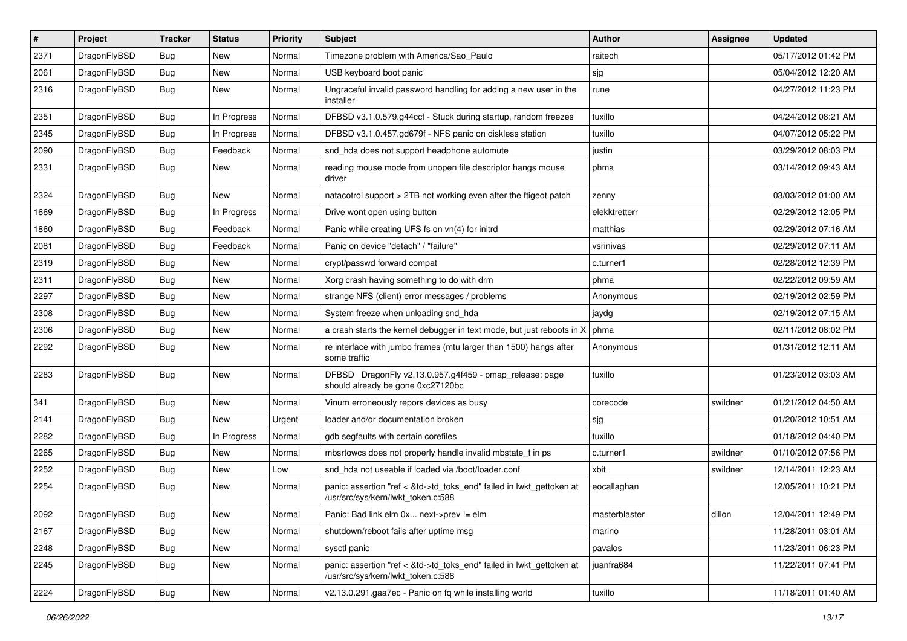| # | Project | Tracker | Status | Priority | Subject | Author | Assignee | Updated |
|---|---|---|---|---|---|---|---|---|
| 2371 | DragonFlyBSD | Bug | New | Normal | Timezone problem with America/Sao_Paulo | raitech | | 05/17/2012 01:42 PM |
| 2061 | DragonFlyBSD | Bug | New | Normal | USB keyboard boot panic | sjg | | 05/04/2012 12:20 AM |
| 2316 | DragonFlyBSD | Bug | New | Normal | Ungraceful invalid password handling for adding a new user in the installer | rune | | 04/27/2012 11:23 PM |
| 2351 | DragonFlyBSD | Bug | In Progress | Normal | DFBSD v3.1.0.579.g44ccf - Stuck during startup, random freezes | tuxillo | | 04/24/2012 08:21 AM |
| 2345 | DragonFlyBSD | Bug | In Progress | Normal | DFBSD v3.1.0.457.gd679f - NFS panic on diskless station | tuxillo | | 04/07/2012 05:22 PM |
| 2090 | DragonFlyBSD | Bug | Feedback | Normal | snd_hda does not support headphone automute | justin | | 03/29/2012 08:03 PM |
| 2331 | DragonFlyBSD | Bug | New | Normal | reading mouse mode from unopen file descriptor hangs mouse driver | phma | | 03/14/2012 09:43 AM |
| 2324 | DragonFlyBSD | Bug | New | Normal | natacotrol support > 2TB not working even after the ftigeot patch | zenny | | 03/03/2012 01:00 AM |
| 1669 | DragonFlyBSD | Bug | In Progress | Normal | Drive wont open using button | elekktretterr | | 02/29/2012 12:05 PM |
| 1860 | DragonFlyBSD | Bug | Feedback | Normal | Panic while creating UFS fs on vn(4) for initrd | matthias | | 02/29/2012 07:16 AM |
| 2081 | DragonFlyBSD | Bug | Feedback | Normal | Panic on device "detach" / "failure" | vsrinivas | | 02/29/2012 07:11 AM |
| 2319 | DragonFlyBSD | Bug | New | Normal | crypt/passwd forward compat | c.turner1 | | 02/28/2012 12:39 PM |
| 2311 | DragonFlyBSD | Bug | New | Normal | Xorg crash having something to do with drm | phma | | 02/22/2012 09:59 AM |
| 2297 | DragonFlyBSD | Bug | New | Normal | strange NFS (client) error messages / problems | Anonymous | | 02/19/2012 02:59 PM |
| 2308 | DragonFlyBSD | Bug | New | Normal | System freeze when unloading snd_hda | jaydg | | 02/19/2012 07:15 AM |
| 2306 | DragonFlyBSD | Bug | New | Normal | a crash starts the kernel debugger in text mode, but just reboots in X | phma | | 02/11/2012 08:02 PM |
| 2292 | DragonFlyBSD | Bug | New | Normal | re interface with jumbo frames (mtu larger than 1500) hangs after some traffic | Anonymous | | 01/31/2012 12:11 AM |
| 2283 | DragonFlyBSD | Bug | New | Normal | DFBSD DragonFly v2.13.0.957.g4f459 - pmap_release: page should already be gone 0xc27120bc | tuxillo | | 01/23/2012 03:03 AM |
| 341 | DragonFlyBSD | Bug | New | Normal | Vinum erroneously repors devices as busy | corecode | swildner | 01/21/2012 04:50 AM |
| 2141 | DragonFlyBSD | Bug | New | Urgent | loader and/or documentation broken | sjg | | 01/20/2012 10:51 AM |
| 2282 | DragonFlyBSD | Bug | In Progress | Normal | gdb segfaults with certain corefiles | tuxillo | | 01/18/2012 04:40 PM |
| 2265 | DragonFlyBSD | Bug | New | Normal | mbsrtowcs does not properly handle invalid mbstate_t in ps | c.turner1 | swildner | 01/10/2012 07:56 PM |
| 2252 | DragonFlyBSD | Bug | New | Low | snd_hda not useable if loaded via /boot/loader.conf | xbit | swildner | 12/14/2011 12:23 AM |
| 2254 | DragonFlyBSD | Bug | New | Normal | panic: assertion "ref < &td->td_toks_end" failed in lwkt_gettoken at /usr/src/sys/kern/lwkt_token.c:588 | eocallaghan | | 12/05/2011 10:21 PM |
| 2092 | DragonFlyBSD | Bug | New | Normal | Panic: Bad link elm 0x... next->prev != elm | masterblaster | dillon | 12/04/2011 12:49 PM |
| 2167 | DragonFlyBSD | Bug | New | Normal | shutdown/reboot fails after uptime msg | marino | | 11/28/2011 03:01 AM |
| 2248 | DragonFlyBSD | Bug | New | Normal | sysctl panic | pavalos | | 11/23/2011 06:23 PM |
| 2245 | DragonFlyBSD | Bug | New | Normal | panic: assertion "ref < &td->td_toks_end" failed in lwkt_gettoken at /usr/src/sys/kern/lwkt_token.c:588 | juanfra684 | | 11/22/2011 07:41 PM |
| 2224 | DragonFlyBSD | Bug | New | Normal | v2.13.0.291.gaa7ec - Panic on fq while installing world | tuxillo | | 11/18/2011 01:40 AM |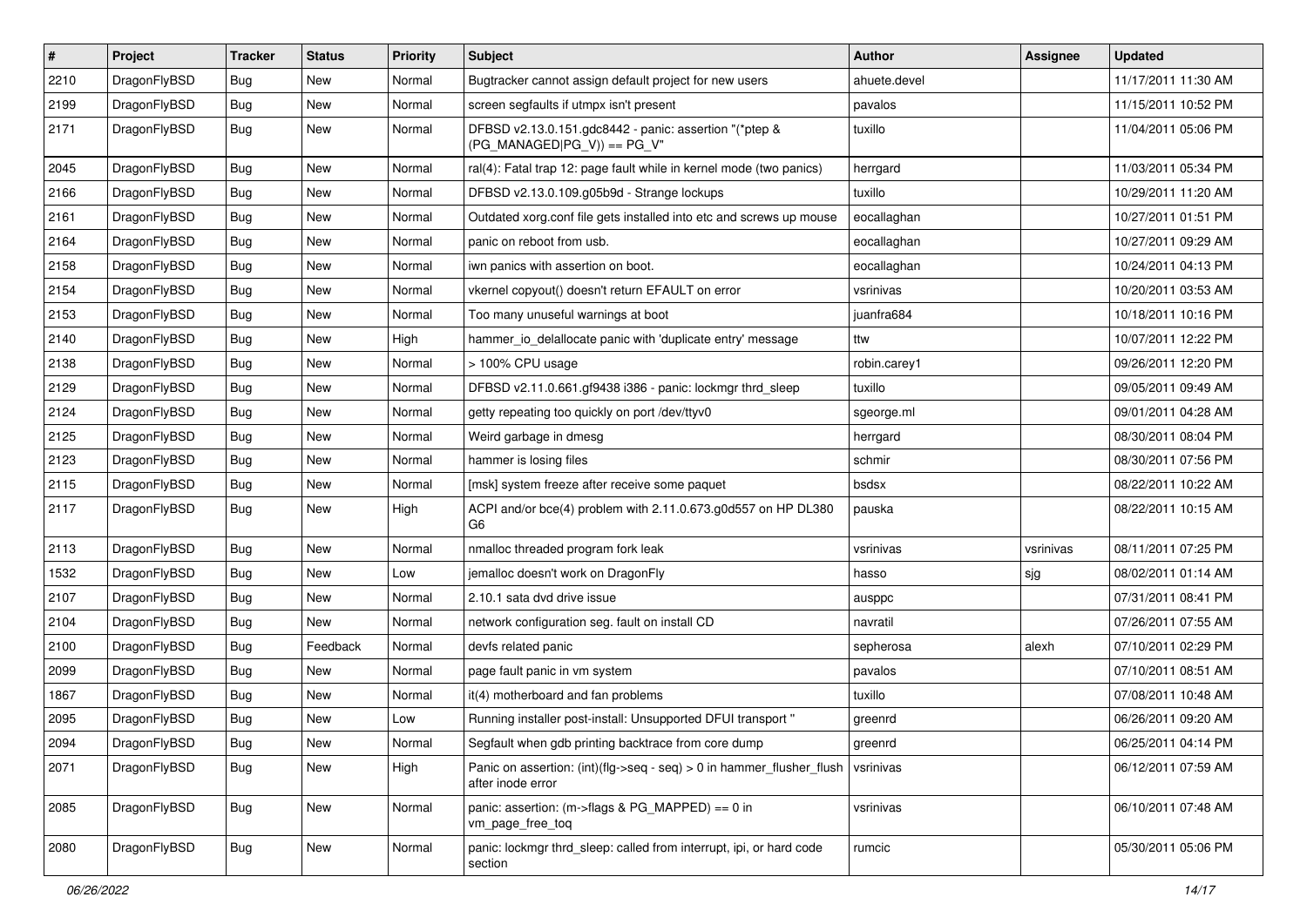| # | Project | Tracker | Status | Priority | Subject | Author | Assignee | Updated |
|---|---|---|---|---|---|---|---|---|
| 2210 | DragonFlyBSD | Bug | New | Normal | Bugtracker cannot assign default project for new users | ahuete.devel | | 11/17/2011 11:30 AM |
| 2199 | DragonFlyBSD | Bug | New | Normal | screen segfaults if utmpx isn't present | pavalos | | 11/15/2011 10:52 PM |
| 2171 | DragonFlyBSD | Bug | New | Normal | DFBSD v2.13.0.151.gdc8442 - panic: assertion "(*ptep & (PG_MANAGED\|PG_V)) == PG_V" | tuxillo | | 11/04/2011 05:06 PM |
| 2045 | DragonFlyBSD | Bug | New | Normal | ral(4): Fatal trap 12: page fault while in kernel mode (two panics) | herrgard | | 11/03/2011 05:34 PM |
| 2166 | DragonFlyBSD | Bug | New | Normal | DFBSD v2.13.0.109.g05b9d - Strange lockups | tuxillo | | 10/29/2011 11:20 AM |
| 2161 | DragonFlyBSD | Bug | New | Normal | Outdated xorg.conf file gets installed into etc and screws up mouse | eocallaghan | | 10/27/2011 01:51 PM |
| 2164 | DragonFlyBSD | Bug | New | Normal | panic on reboot from usb. | eocallaghan | | 10/27/2011 09:29 AM |
| 2158 | DragonFlyBSD | Bug | New | Normal | iwn panics with assertion on boot. | eocallaghan | | 10/24/2011 04:13 PM |
| 2154 | DragonFlyBSD | Bug | New | Normal | vkernel copyout() doesn't return EFAULT on error | vsrinivas | | 10/20/2011 03:53 AM |
| 2153 | DragonFlyBSD | Bug | New | Normal | Too many unuseful warnings at boot | juanfra684 | | 10/18/2011 10:16 PM |
| 2140 | DragonFlyBSD | Bug | New | High | hammer_io_delallocate panic with 'duplicate entry' message | ttw | | 10/07/2011 12:22 PM |
| 2138 | DragonFlyBSD | Bug | New | Normal | > 100% CPU usage | robin.carey1 | | 09/26/2011 12:20 PM |
| 2129 | DragonFlyBSD | Bug | New | Normal | DFBSD v2.11.0.661.gf9438 i386 - panic: lockmgr thrd_sleep | tuxillo | | 09/05/2011 09:49 AM |
| 2124 | DragonFlyBSD | Bug | New | Normal | getty repeating too quickly on port /dev/ttyv0 | sgeorge.ml | | 09/01/2011 04:28 AM |
| 2125 | DragonFlyBSD | Bug | New | Normal | Weird garbage in dmesg | herrgard | | 08/30/2011 08:04 PM |
| 2123 | DragonFlyBSD | Bug | New | Normal | hammer is losing files | schmir | | 08/30/2011 07:56 PM |
| 2115 | DragonFlyBSD | Bug | New | Normal | [msk] system freeze after receive some paquet | bsdsx | | 08/22/2011 10:22 AM |
| 2117 | DragonFlyBSD | Bug | New | High | ACPI and/or bce(4) problem with 2.11.0.673.g0d557 on HP DL380 G6 | pauska | | 08/22/2011 10:15 AM |
| 2113 | DragonFlyBSD | Bug | New | Normal | nmalloc threaded program fork leak | vsrinivas | vsrinivas | 08/11/2011 07:25 PM |
| 1532 | DragonFlyBSD | Bug | New | Low | jemalloc doesn't work on DragonFly | hasso | sjg | 08/02/2011 01:14 AM |
| 2107 | DragonFlyBSD | Bug | New | Normal | 2.10.1 sata dvd drive issue | ausppc | | 07/31/2011 08:41 PM |
| 2104 | DragonFlyBSD | Bug | New | Normal | network configuration seg. fault on install CD | navratil | | 07/26/2011 07:55 AM |
| 2100 | DragonFlyBSD | Bug | Feedback | Normal | devfs related panic | sepherosa | alexh | 07/10/2011 02:29 PM |
| 2099 | DragonFlyBSD | Bug | New | Normal | page fault panic in vm system | pavalos | | 07/10/2011 08:51 AM |
| 1867 | DragonFlyBSD | Bug | New | Normal | it(4) motherboard and fan problems | tuxillo | | 07/08/2011 10:48 AM |
| 2095 | DragonFlyBSD | Bug | New | Low | Running installer post-install: Unsupported DFUI transport " | greenrd | | 06/26/2011 09:20 AM |
| 2094 | DragonFlyBSD | Bug | New | Normal | Segfault when gdb printing backtrace from core dump | greenrd | | 06/25/2011 04:14 PM |
| 2071 | DragonFlyBSD | Bug | New | High | Panic on assertion: (int)(flg->seq - seq) > 0 in hammer_flusher_flush after inode error | vsrinivas | | 06/12/2011 07:59 AM |
| 2085 | DragonFlyBSD | Bug | New | Normal | panic: assertion: (m->flags & PG_MAPPED) == 0 in vm_page_free_toq | vsrinivas | | 06/10/2011 07:48 AM |
| 2080 | DragonFlyBSD | Bug | New | Normal | panic: lockmgr thrd_sleep: called from interrupt, ipi, or hard code section | rumcic | | 05/30/2011 05:06 PM |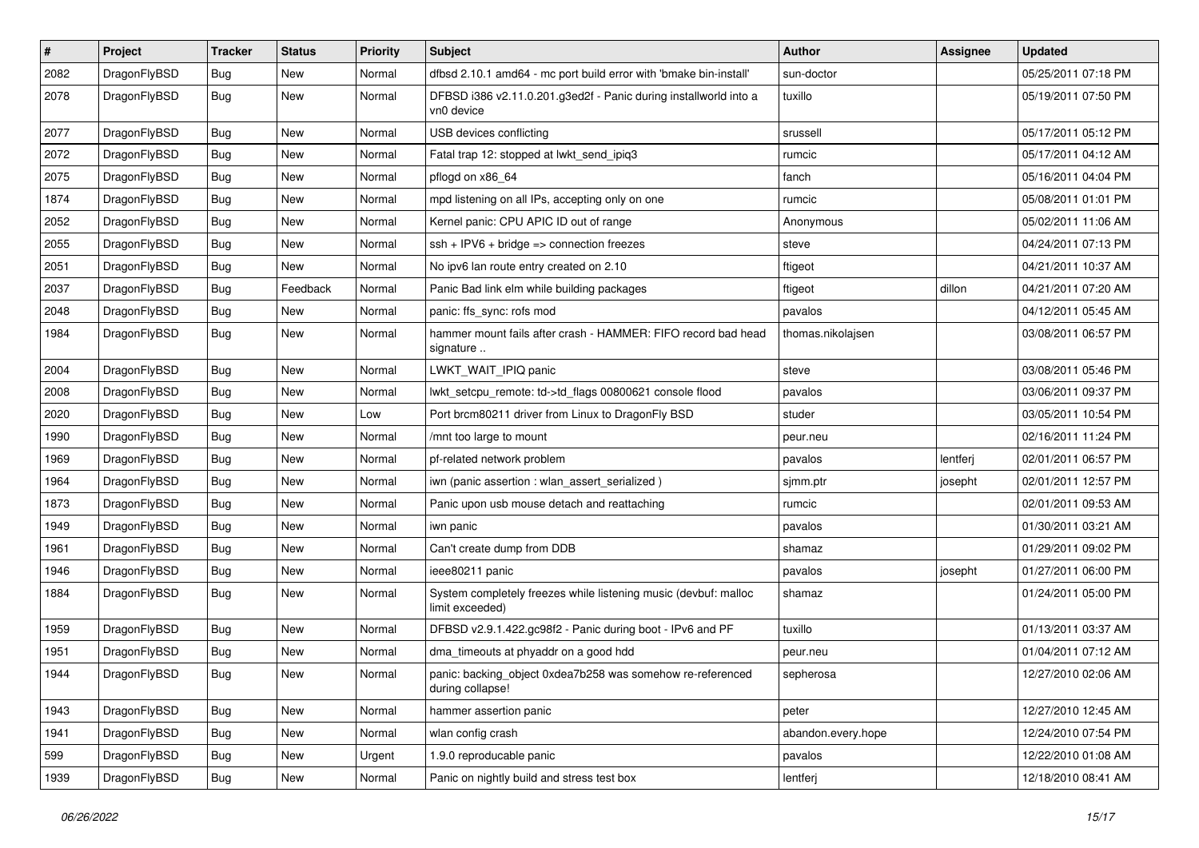| # | Project | Tracker | Status | Priority | Subject | Author | Assignee | Updated |
|---|---|---|---|---|---|---|---|---|
| 2082 | DragonFlyBSD | Bug | New | Normal | dfbsd 2.10.1 amd64 - mc port build error with 'bmake bin-install' | sun-doctor | | 05/25/2011 07:18 PM |
| 2078 | DragonFlyBSD | Bug | New | Normal | DFBSD i386 v2.11.0.201.g3ed2f - Panic during installworld into a vn0 device | tuxillo | | 05/19/2011 07:50 PM |
| 2077 | DragonFlyBSD | Bug | New | Normal | USB devices conflicting | srussell | | 05/17/2011 05:12 PM |
| 2072 | DragonFlyBSD | Bug | New | Normal | Fatal trap 12: stopped at lwkt_send_ipiq3 | rumcic | | 05/17/2011 04:12 AM |
| 2075 | DragonFlyBSD | Bug | New | Normal | pflogd on x86_64 | fanch | | 05/16/2011 04:04 PM |
| 1874 | DragonFlyBSD | Bug | New | Normal | mpd listening on all IPs, accepting only on one | rumcic | | 05/08/2011 01:01 PM |
| 2052 | DragonFlyBSD | Bug | New | Normal | Kernel panic: CPU APIC ID out of range | Anonymous | | 05/02/2011 11:06 AM |
| 2055 | DragonFlyBSD | Bug | New | Normal | ssh + IPV6 + bridge => connection freezes | steve | | 04/24/2011 07:13 PM |
| 2051 | DragonFlyBSD | Bug | New | Normal | No ipv6 lan route entry created on 2.10 | ftigeot | | 04/21/2011 10:37 AM |
| 2037 | DragonFlyBSD | Bug | Feedback | Normal | Panic Bad link elm while building packages | ftigeot | dillon | 04/21/2011 07:20 AM |
| 2048 | DragonFlyBSD | Bug | New | Normal | panic: ffs_sync: rofs mod | pavalos | | 04/12/2011 05:45 AM |
| 1984 | DragonFlyBSD | Bug | New | Normal | hammer mount fails after crash - HAMMER: FIFO record bad head signature .. | thomas.nikolajsen | | 03/08/2011 06:57 PM |
| 2004 | DragonFlyBSD | Bug | New | Normal | LWKT_WAIT_IPIQ panic | steve | | 03/08/2011 05:46 PM |
| 2008 | DragonFlyBSD | Bug | New | Normal | lwkt_setcpu_remote: td->td_flags 00800621 console flood | pavalos | | 03/06/2011 09:37 PM |
| 2020 | DragonFlyBSD | Bug | New | Low | Port brcm80211 driver from Linux to DragonFly BSD | studer | | 03/05/2011 10:54 PM |
| 1990 | DragonFlyBSD | Bug | New | Normal | /mnt too large to mount | peur.neu | | 02/16/2011 11:24 PM |
| 1969 | DragonFlyBSD | Bug | New | Normal | pf-related network problem | pavalos | lentferj | 02/01/2011 06:57 PM |
| 1964 | DragonFlyBSD | Bug | New | Normal | iwn (panic assertion : wlan_assert_serialized ) | sjmm.ptr | josepht | 02/01/2011 12:57 PM |
| 1873 | DragonFlyBSD | Bug | New | Normal | Panic upon usb mouse detach and reattaching | rumcic | | 02/01/2011 09:53 AM |
| 1949 | DragonFlyBSD | Bug | New | Normal | iwn panic | pavalos | | 01/30/2011 03:21 AM |
| 1961 | DragonFlyBSD | Bug | New | Normal | Can't create dump from DDB | shamaz | | 01/29/2011 09:02 PM |
| 1946 | DragonFlyBSD | Bug | New | Normal | ieee80211 panic | pavalos | josepht | 01/27/2011 06:00 PM |
| 1884 | DragonFlyBSD | Bug | New | Normal | System completely freezes while listening music (devbuf: malloc limit exceeded) | shamaz | | 01/24/2011 05:00 PM |
| 1959 | DragonFlyBSD | Bug | New | Normal | DFBSD v2.9.1.422.gc98f2 - Panic during boot - IPv6 and PF | tuxillo | | 01/13/2011 03:37 AM |
| 1951 | DragonFlyBSD | Bug | New | Normal | dma_timeouts at phyaddr on a good hdd | peur.neu | | 01/04/2011 07:12 AM |
| 1944 | DragonFlyBSD | Bug | New | Normal | panic: backing_object 0xdea7b258 was somehow re-referenced during collapse! | sepherosa | | 12/27/2010 02:06 AM |
| 1943 | DragonFlyBSD | Bug | New | Normal | hammer assertion panic | peter | | 12/27/2010 12:45 AM |
| 1941 | DragonFlyBSD | Bug | New | Normal | wlan config crash | abandon.every.hope | | 12/24/2010 07:54 PM |
| 599 | DragonFlyBSD | Bug | New | Urgent | 1.9.0 reproducable panic | pavalos | | 12/22/2010 01:08 AM |
| 1939 | DragonFlyBSD | Bug | New | Normal | Panic on nightly build and stress test box | lentferj | | 12/18/2010 08:41 AM |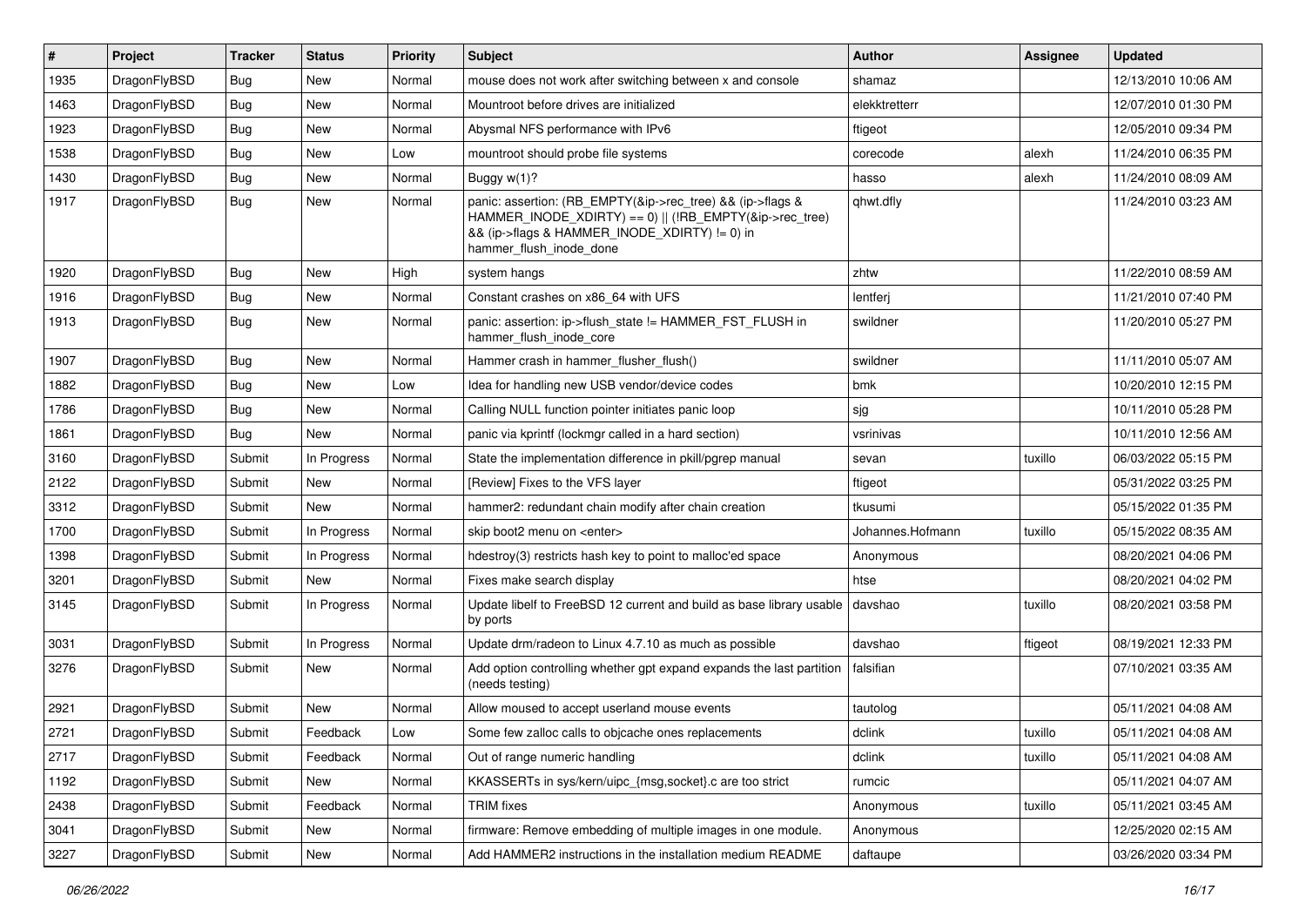| # | Project | Tracker | Status | Priority | Subject | Author | Assignee | Updated |
|---|---|---|---|---|---|---|---|---|
| 1935 | DragonFlyBSD | Bug | New | Normal | mouse does not work after switching between x and console | shamaz | | 12/13/2010 10:06 AM |
| 1463 | DragonFlyBSD | Bug | New | Normal | Mountroot before drives are initialized | elekktretterr | | 12/07/2010 01:30 PM |
| 1923 | DragonFlyBSD | Bug | New | Normal | Abysmal NFS performance with IPv6 | ftigeot | | 12/05/2010 09:34 PM |
| 1538 | DragonFlyBSD | Bug | New | Low | mountroot should probe file systems | corecode | alexh | 11/24/2010 06:35 PM |
| 1430 | DragonFlyBSD | Bug | New | Normal | Buggy w(1)? | hasso | alexh | 11/24/2010 08:09 AM |
| 1917 | DragonFlyBSD | Bug | New | Normal | panic: assertion: (RB_EMPTY(&ip->rec_tree) && (ip->flags & HAMMER_INODE_XDIRTY) == 0) \|\| (!RB_EMPTY(&ip->rec_tree) && (ip->flags & HAMMER_INODE_XDIRTY) != 0) in hammer_flush_inode_done | qhwt.dfly | | 11/24/2010 03:23 AM |
| 1920 | DragonFlyBSD | Bug | New | High | system hangs | zhtw | | 11/22/2010 08:59 AM |
| 1916 | DragonFlyBSD | Bug | New | Normal | Constant crashes on x86_64 with UFS | lentferj | | 11/21/2010 07:40 PM |
| 1913 | DragonFlyBSD | Bug | New | Normal | panic: assertion: ip->flush_state != HAMMER_FST_FLUSH in hammer_flush_inode_core | swildner | | 11/20/2010 05:27 PM |
| 1907 | DragonFlyBSD | Bug | New | Normal | Hammer crash in hammer_flusher_flush() | swildner | | 11/11/2010 05:07 AM |
| 1882 | DragonFlyBSD | Bug | New | Low | Idea for handling new USB vendor/device codes | bmk | | 10/20/2010 12:15 PM |
| 1786 | DragonFlyBSD | Bug | New | Normal | Calling NULL function pointer initiates panic loop | sjg | | 10/11/2010 05:28 PM |
| 1861 | DragonFlyBSD | Bug | New | Normal | panic via kprintf (lockmgr called in a hard section) | vsrinivas | | 10/11/2010 12:56 AM |
| 3160 | DragonFlyBSD | Submit | In Progress | Normal | State the implementation difference in pkill/pgrep manual | sevan | tuxillo | 06/03/2022 05:15 PM |
| 2122 | DragonFlyBSD | Submit | New | Normal | [Review] Fixes to the VFS layer | ftigeot | | 05/31/2022 03:25 PM |
| 3312 | DragonFlyBSD | Submit | New | Normal | hammer2: redundant chain modify after chain creation | tkusumi | | 05/15/2022 01:35 PM |
| 1700 | DragonFlyBSD | Submit | In Progress | Normal | skip boot2 menu on <enter> | Johannes.Hofmann | tuxillo | 05/15/2022 08:35 AM |
| 1398 | DragonFlyBSD | Submit | In Progress | Normal | hdestroy(3) restricts hash key to point to malloc'ed space | Anonymous | | 08/20/2021 04:06 PM |
| 3201 | DragonFlyBSD | Submit | New | Normal | Fixes make search display | htse | | 08/20/2021 04:02 PM |
| 3145 | DragonFlyBSD | Submit | In Progress | Normal | Update libelf to FreeBSD 12 current and build as base library usable by ports | davshao | tuxillo | 08/20/2021 03:58 PM |
| 3031 | DragonFlyBSD | Submit | In Progress | Normal | Update drm/radeon to Linux 4.7.10 as much as possible | davshao | ftigeot | 08/19/2021 12:33 PM |
| 3276 | DragonFlyBSD | Submit | New | Normal | Add option controlling whether gpt expand expands the last partition (needs testing) | falsifian | | 07/10/2021 03:35 AM |
| 2921 | DragonFlyBSD | Submit | New | Normal | Allow moused to accept userland mouse events | tautolog | | 05/11/2021 04:08 AM |
| 2721 | DragonFlyBSD | Submit | Feedback | Low | Some few zalloc calls to objcache ones replacements | dclink | tuxillo | 05/11/2021 04:08 AM |
| 2717 | DragonFlyBSD | Submit | Feedback | Normal | Out of range numeric handling | dclink | tuxillo | 05/11/2021 04:08 AM |
| 1192 | DragonFlyBSD | Submit | New | Normal | KKASSERTs in sys/kern/uipc_{msg,socket}.c are too strict | rumcic | | 05/11/2021 04:07 AM |
| 2438 | DragonFlyBSD | Submit | Feedback | Normal | TRIM fixes | Anonymous | tuxillo | 05/11/2021 03:45 AM |
| 3041 | DragonFlyBSD | Submit | New | Normal | firmware: Remove embedding of multiple images in one module. | Anonymous | | 12/25/2020 02:15 AM |
| 3227 | DragonFlyBSD | Submit | New | Normal | Add HAMMER2 instructions in the installation medium README | daftaupe | | 03/26/2020 03:34 PM |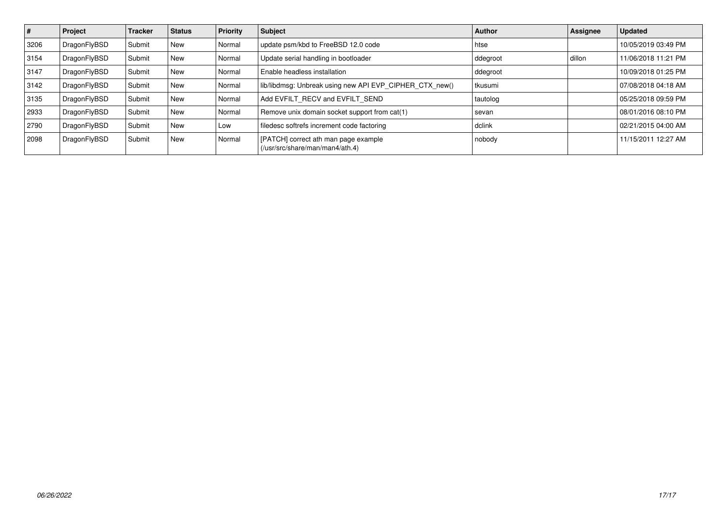| # | Project | Tracker | Status | Priority | Subject | Author | Assignee | Updated |
|---|---|---|---|---|---|---|---|---|
| 3206 | DragonFlyBSD | Submit | New | Normal | update psm/kbd to FreeBSD 12.0 code | htse | | 10/05/2019 03:49 PM |
| 3154 | DragonFlyBSD | Submit | New | Normal | Update serial handling in bootloader | ddegroot | dillon | 11/06/2018 11:21 PM |
| 3147 | DragonFlyBSD | Submit | New | Normal | Enable headless installation | ddegroot | | 10/09/2018 01:25 PM |
| 3142 | DragonFlyBSD | Submit | New | Normal | lib/libdmsg: Unbreak using new API EVP_CIPHER_CTX_new() | tkusumi | | 07/08/2018 04:18 AM |
| 3135 | DragonFlyBSD | Submit | New | Normal | Add EVFILT_RECV and EVFILT_SEND | tautolog | | 05/25/2018 09:59 PM |
| 2933 | DragonFlyBSD | Submit | New | Normal | Remove unix domain socket support from cat(1) | sevan | | 08/01/2016 08:10 PM |
| 2790 | DragonFlyBSD | Submit | New | Low | filedesc softrefs increment code factoring | dclink | | 02/21/2015 04:00 AM |
| 2098 | DragonFlyBSD | Submit | New | Normal | [PATCH] correct ath man page example (/usr/src/share/man/man4/ath.4) | nobody | | 11/15/2011 12:27 AM |